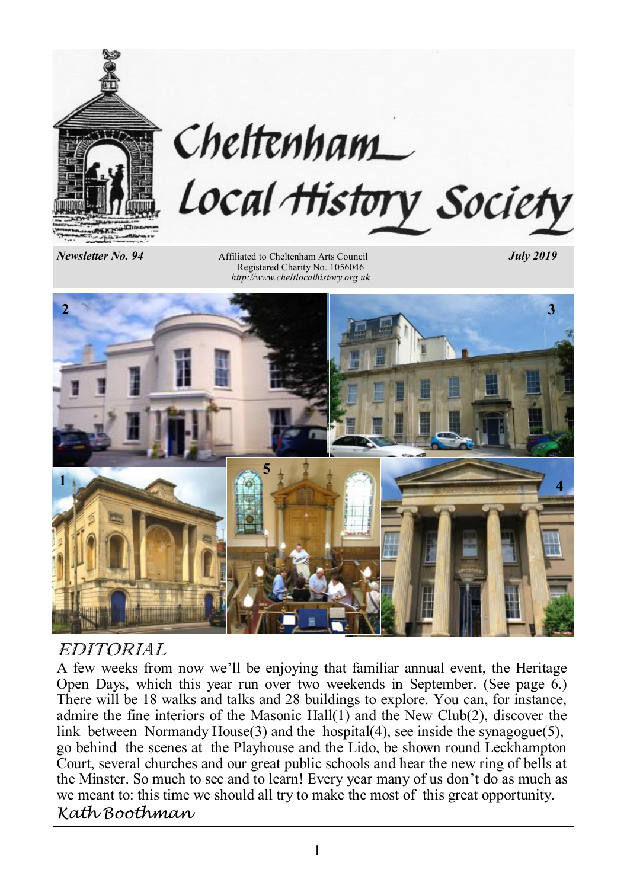# Cheltenham Local History Society

*Newsletter No. 94* — Affiliated to Cheltenham Arts Council — *July 2019*

Registered Charity No. 1056046

*http://www.cheltlocalhistory.org.uk*

## EDITORIAL

A few weeks from now we'll be enjoying that familiar annual event, the Heritage Open Days, which this year run over two weekends in September. (See page 6.) There will be 18 walks and talks and 28 buildings to explore. You can, for instance, admire the fine interiors of the Masonic Hall(1) and the New Club(2), discover the link between Normandy House(3) and the hospital(4), see inside the synagogue(5), go behind the scenes at the Playhouse and the Lido, be shown round Leckhampton Court, several churches and our great public schools and hear the new ring of bells at the Minster. So much to see and to learn! Every year many of us don't do as much as we meant to: this time we should all try to make the most of this great opportunity.

*Kath Boothman*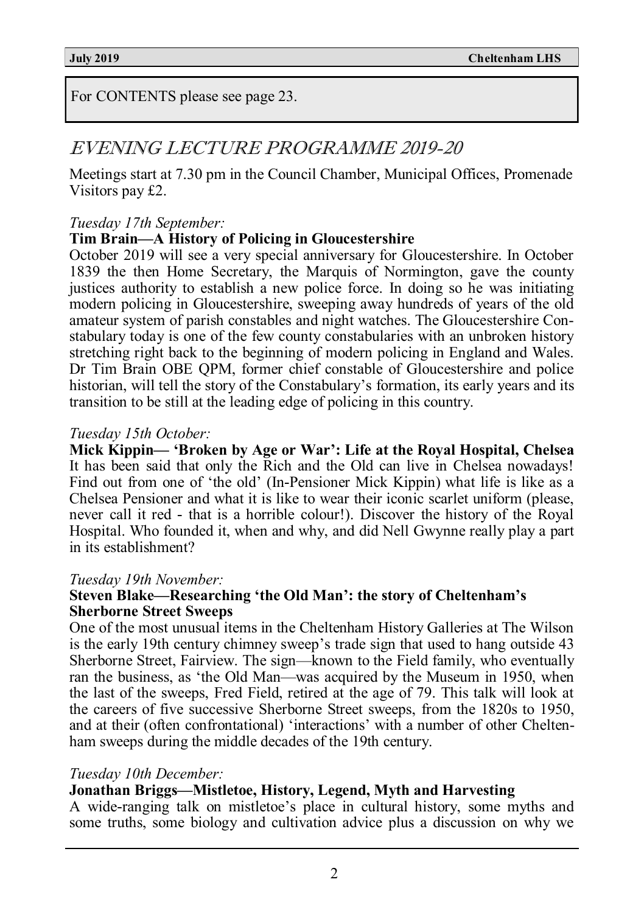For CONTENTS please see page 23.

# *EVENING LECTURE PROGRAMME 2019-20*

Meetings start at 7.30 pm in the Council Chamber, Municipal Offices, Promenade Visitors pay £2.

*Tuesday 17th September:*

**Tim Brain—A History of Policing in Gloucestershire**

October 2019 will see a very special anniversary for Gloucestershire. In October 1839 the then Home Secretary, the Marquis of Normington, gave the county justices authority to establish a new police force. In doing so he was initiating modern policing in Gloucestershire, sweeping away hundreds of years of the old amateur system of parish constables and night watches. The Gloucestershire Constabulary today is one of the few county constabularies with an unbroken history stretching right back to the beginning of modern policing in England and Wales. Dr Tim Brain OBE QPM, former chief constable of Gloucestershire and police historian, will tell the story of the Constabulary's formation, its early years and its transition to be still at the leading edge of policing in this country.

*Tuesday 15th October:*

**Mick Kippin— 'Broken by Age or War': Life at the Royal Hospital, Chelsea**

It has been said that only the Rich and the Old can live in Chelsea nowadays! Find out from one of 'the old' (In-Pensioner Mick Kippin) what life is like as a Chelsea Pensioner and what it is like to wear their iconic scarlet uniform (please, never call it red - that is a horrible colour!). Discover the history of the Royal Hospital. Who founded it, when and why, and did Nell Gwynne really play a part in its establishment?

*Tuesday 19th November:*

**Steven Blake—Researching 'the Old Man': the story of Cheltenham's Sherborne Street Sweeps**

One of the most unusual items in the Cheltenham History Galleries at The Wilson is the early 19th century chimney sweep's trade sign that used to hang outside 43 Sherborne Street, Fairview. The sign—known to the Field family, who eventually ran the business, as 'the Old Man—was acquired by the Museum in 1950, when the last of the sweeps, Fred Field, retired at the age of 79. This talk will look at the careers of five successive Sherborne Street sweeps, from the 1820s to 1950, and at their (often confrontational) 'interactions' with a number of other Cheltenham sweeps during the middle decades of the 19th century.

*Tuesday 10th December:*

**Jonathan Briggs—Mistletoe, History, Legend, Myth and Harvesting**

A wide-ranging talk on mistletoe's place in cultural history, some myths and some truths, some biology and cultivation advice plus a discussion on why we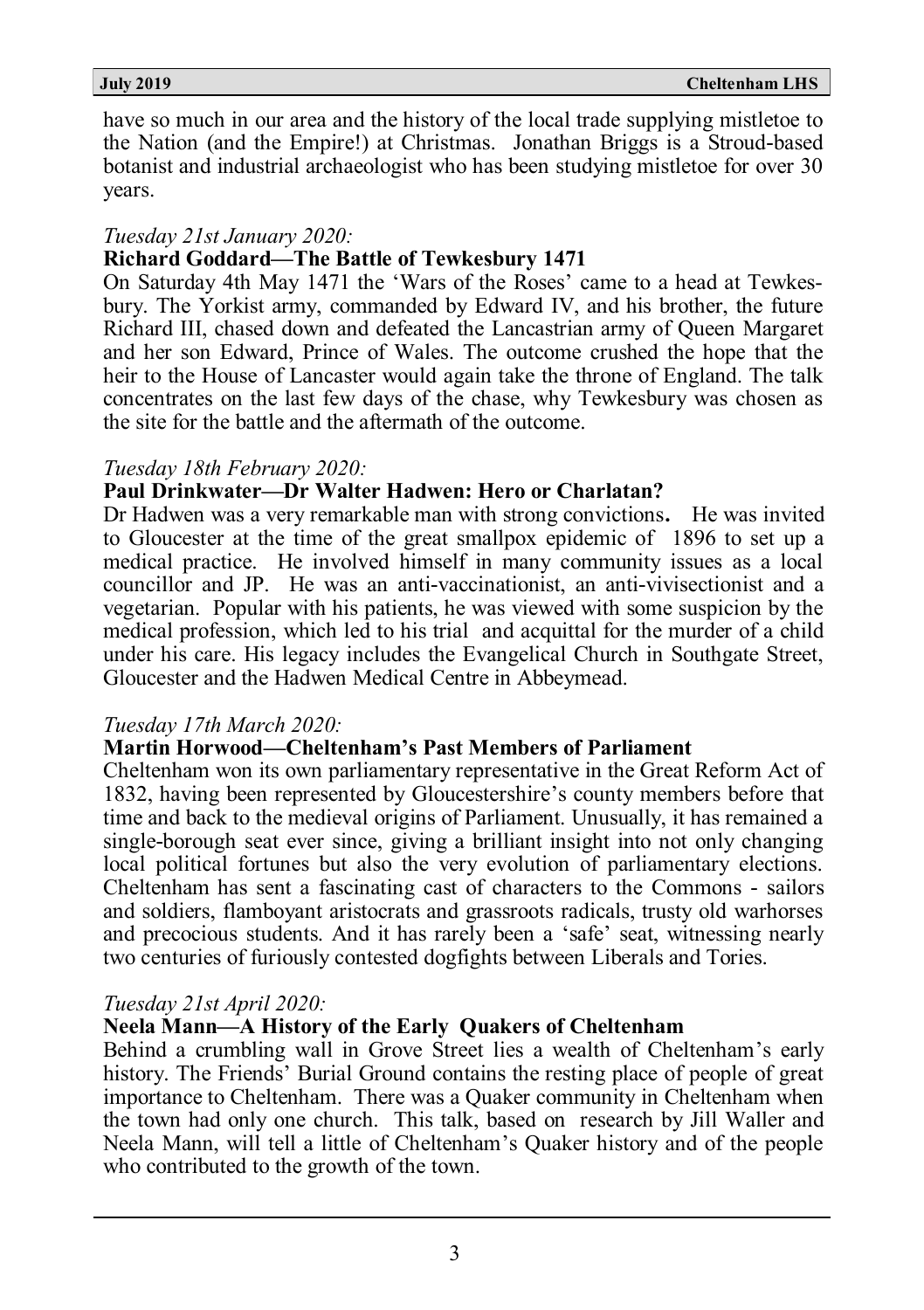have so much in our area and the history of the local trade supplying mistletoe to the Nation (and the Empire!) at Christmas. Jonathan Briggs is a Stroud-based botanist and industrial archaeologist who has been studying mistletoe for over 30 years.

*Tuesday 21st January 2020:*

**Richard Goddard—The Battle of Tewkesbury 1471**

On Saturday 4th May 1471 the 'Wars of the Roses' came to a head at Tewkesbury. The Yorkist army, commanded by Edward IV, and his brother, the future Richard III, chased down and defeated the Lancastrian army of Queen Margaret and her son Edward, Prince of Wales. The outcome crushed the hope that the heir to the House of Lancaster would again take the throne of England. The talk concentrates on the last few days of the chase, why Tewkesbury was chosen as the site for the battle and the aftermath of the outcome.

*Tuesday 18th February 2020:*

**Paul Drinkwater—Dr Walter Hadwen: Hero or Charlatan?**

Dr Hadwen was a very remarkable man with strong convictions**.** He was invited to Gloucester at the time of the great smallpox epidemic of 1896 to set up a medical practice. He involved himself in many community issues as a local councillor and JP. He was an anti-vaccinationist, an anti-vivisectionist and a vegetarian. Popular with his patients, he was viewed with some suspicion by the medical profession, which led to his trial and acquittal for the murder of a child under his care. His legacy includes the Evangelical Church in Southgate Street, Gloucester and the Hadwen Medical Centre in Abbeymead.

*Tuesday 17th March 2020:*

**Martin Horwood—Cheltenham's Past Members of Parliament**

Cheltenham won its own parliamentary representative in the Great Reform Act of 1832, having been represented by Gloucestershire's county members before that time and back to the medieval origins of Parliament. Unusually, it has remained a single-borough seat ever since, giving a brilliant insight into not only changing local political fortunes but also the very evolution of parliamentary elections. Cheltenham has sent a fascinating cast of characters to the Commons - sailors and soldiers, flamboyant aristocrats and grassroots radicals, trusty old warhorses and precocious students. And it has rarely been a 'safe' seat, witnessing nearly two centuries of furiously contested dogfights between Liberals and Tories.

*Tuesday 21st April 2020:*

**Neela Mann—A History of the Early Quakers of Cheltenham**

Behind a crumbling wall in Grove Street lies a wealth of Cheltenham's early history. The Friends' Burial Ground contains the resting place of people of great importance to Cheltenham. There was a Quaker community in Cheltenham when the town had only one church. This talk, based on research by Jill Waller and Neela Mann, will tell a little of Cheltenham's Quaker history and of the people who contributed to the growth of the town.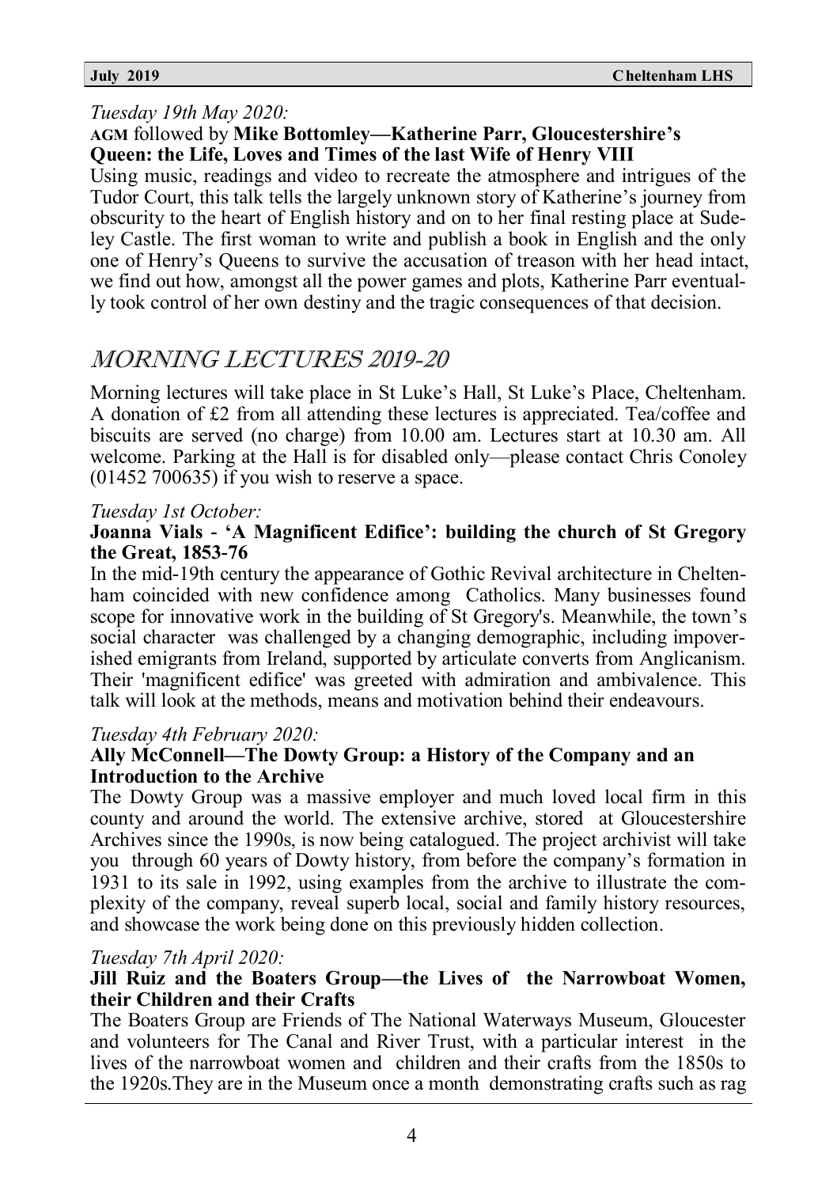*Tuesday 19th May 2020:*

**AGM** followed by **Mike Bottomley—Katherine Parr, Gloucestershire's Queen: the Life, Loves and Times of the last Wife of Henry VIII**

Using music, readings and video to recreate the atmosphere and intrigues of the Tudor Court, this talk tells the largely unknown story of Katherine's journey from obscurity to the heart of English history and on to her final resting place at Sudeley Castle. The first woman to write and publish a book in English and the only one of Henry's Queens to survive the accusation of treason with her head intact, we find out how, amongst all the power games and plots, Katherine Parr eventually took control of her own destiny and the tragic consequences of that decision.

## MORNING LECTURES 2019-20

Morning lectures will take place in St Luke's Hall, St Luke's Place, Cheltenham. A donation of £2 from all attending these lectures is appreciated. Tea/coffee and biscuits are served (no charge) from 10.00 am. Lectures start at 10.30 am. All welcome. Parking at the Hall is for disabled only—please contact Chris Conoley (01452 700635) if you wish to reserve a space.

*Tuesday 1st October:*

**Joanna Vials - 'A Magnificent Edifice': building the church of St Gregory the Great, 1853-76**

In the mid-19th century the appearance of Gothic Revival architecture in Cheltenham coincided with new confidence among Catholics. Many businesses found scope for innovative work in the building of St Gregory's. Meanwhile, the town's social character was challenged by a changing demographic, including impoverished emigrants from Ireland, supported by articulate converts from Anglicanism. Their 'magnificent edifice' was greeted with admiration and ambivalence. This talk will look at the methods, means and motivation behind their endeavours.

*Tuesday 4th February 2020:*

**Ally McConnell—The Dowty Group: a History of the Company and an Introduction to the Archive**

The Dowty Group was a massive employer and much loved local firm in this county and around the world. The extensive archive, stored at Gloucestershire Archives since the 1990s, is now being catalogued. The project archivist will take you through 60 years of Dowty history, from before the company's formation in 1931 to its sale in 1992, using examples from the archive to illustrate the complexity of the company, reveal superb local, social and family history resources, and showcase the work being done on this previously hidden collection.

*Tuesday 7th April 2020:*

**Jill Ruiz and the Boaters Group—the Lives of the Narrowboat Women, their Children and their Crafts**

The Boaters Group are Friends of The National Waterways Museum, Gloucester and volunteers for The Canal and River Trust, with a particular interest in the lives of the narrowboat women and children and their crafts from the 1850s to the 1920s.They are in the Museum once a month demonstrating crafts such as rag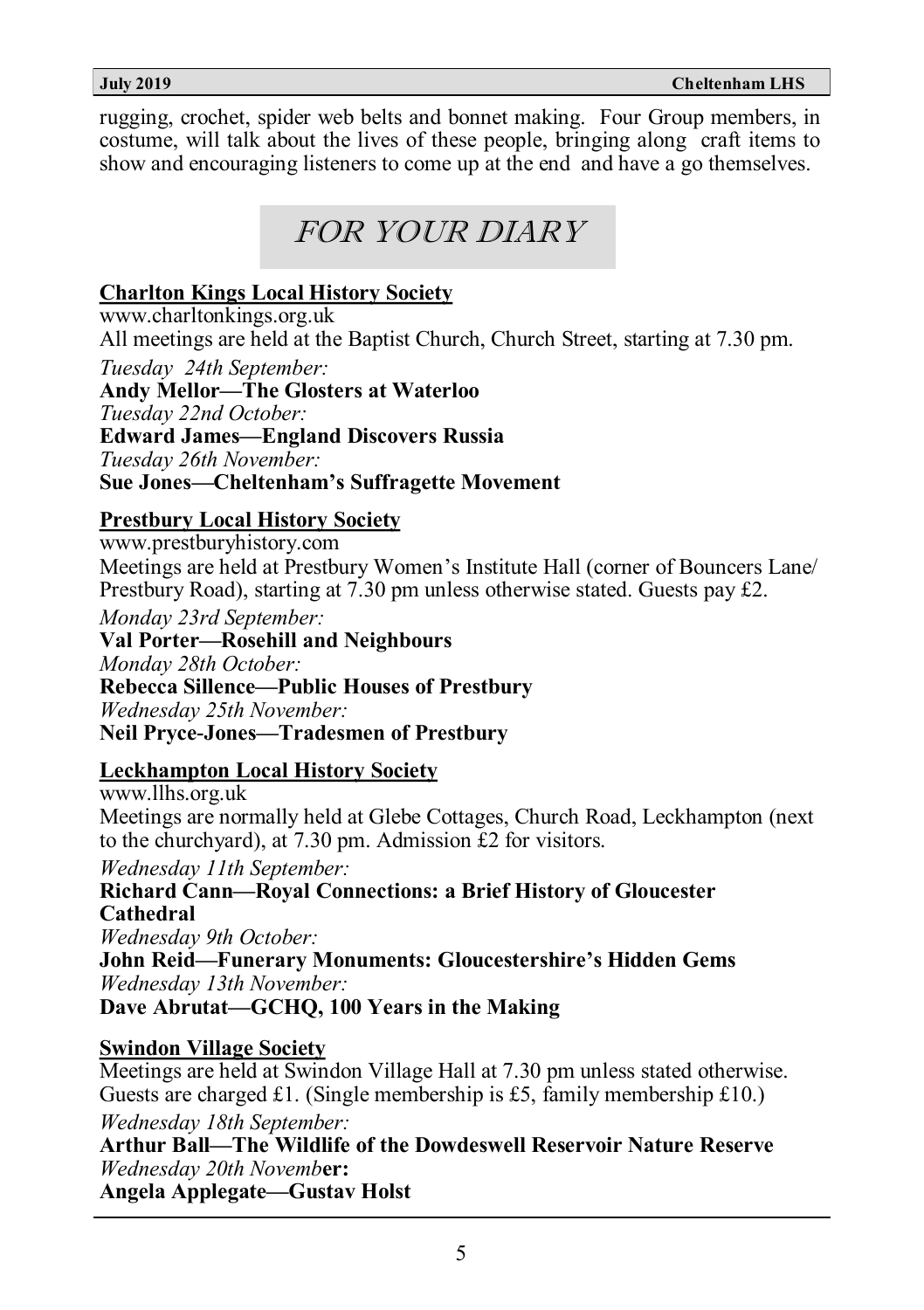rugging, crochet, spider web belts and bonnet making. Four Group members, in costume, will talk about the lives of these people, bringing along craft items to show and encouraging listeners to come up at the end and have a go themselves.

## *FOR YOUR DIARY*

**Charlton Kings Local History Society**

www.charltonkings.org.uk

All meetings are held at the Baptist Church, Church Street, starting at 7.30 pm.

*Tuesday 24th September:*
**Andy Mellor—The Glosters at Waterloo**

*Tuesday 22nd October:*
**Edward James—England Discovers Russia**

*Tuesday 26th November:*
**Sue Jones—Cheltenham's Suffragette Movement**

**Prestbury Local History Society**

www.prestburyhistory.com

Meetings are held at Prestbury Women's Institute Hall (corner of Bouncers Lane/ Prestbury Road), starting at 7.30 pm unless otherwise stated. Guests pay £2.

*Monday 23rd September:*
**Val Porter—Rosehill and Neighbours**

*Monday 28th October:*
**Rebecca Sillence—Public Houses of Prestbury**

*Wednesday 25th November:*
**Neil Pryce-Jones—Tradesmen of Prestbury**

**Leckhampton Local History Society**

www.llhs.org.uk

Meetings are normally held at Glebe Cottages, Church Road, Leckhampton (next to the churchyard), at 7.30 pm. Admission £2 for visitors.

*Wednesday 11th September:*
**Richard Cann—Royal Connections: a Brief History of Gloucester Cathedral**

*Wednesday 9th October:*
**John Reid—Funerary Monuments: Gloucestershire's Hidden Gems**

*Wednesday 13th November:*
**Dave Abrutat—GCHQ, 100 Years in the Making**

**Swindon Village Society**

Meetings are held at Swindon Village Hall at 7.30 pm unless stated otherwise. Guests are charged £1. (Single membership is £5, family membership £10.)

*Wednesday 18th September:*
**Arthur Ball—The Wildlife of the Dowdeswell Reservoir Nature Reserve**

*Wednesday 20th November:*
**Angela Applegate—Gustav Holst**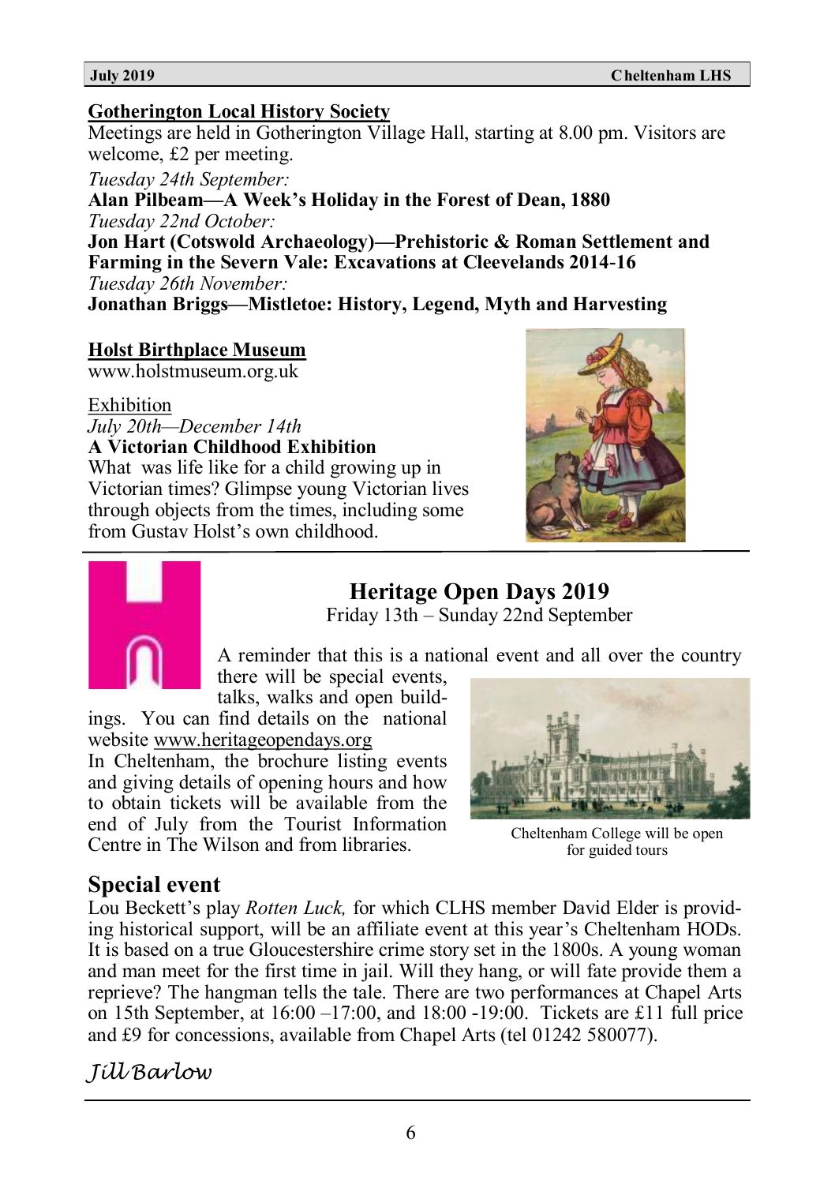## Gotherington Local History Society

Meetings are held in Gotherington Village Hall, starting at 8.00 pm. Visitors are welcome, £2 per meeting.

*Tuesday 24th September:*
**Alan Pilbeam—A Week's Holiday in the Forest of Dean, 1880**
*Tuesday 22nd October:*
**Jon Hart (Cotswold Archaeology)—Prehistoric & Roman Settlement and Farming in the Severn Vale: Excavations at Cleevelands 2014-16**
*Tuesday 26th November:*
**Jonathan Briggs—Mistletoe: History, Legend, Myth and Harvesting**

## Holst Birthplace Museum

www.holstmuseum.org.uk

Exhibition
*July 20th—December 14th*
**A Victorian Childhood Exhibition**
What was life like for a child growing up in Victorian times? Glimpse young Victorian lives through objects from the times, including some from Gustav Holst's own childhood.

## Heritage Open Days 2019

Friday 13th – Sunday 22nd September

A reminder that this is a national event and all over the country there will be special events, talks, walks and open buildings. You can find details on the national website www.heritageopendays.org

In Cheltenham, the brochure listing events and giving details of opening hours and how to obtain tickets will be available from the end of July from the Tourist Information Centre in The Wilson and from libraries.

Cheltenham College will be open for guided tours

## Special event

Lou Beckett's play *Rotten Luck,* for which CLHS member David Elder is providing historical support, will be an affiliate event at this year's Cheltenham HODs. It is based on a true Gloucestershire crime story set in the 1800s. A young woman and man meet for the first time in jail. Will they hang, or will fate provide them a reprieve? The hangman tells the tale. There are two performances at Chapel Arts on 15th September, at 16:00 –17:00, and 18:00 -19:00. Tickets are £11 full price and £9 for concessions, available from Chapel Arts (tel 01242 580077).

*Jill Barlow*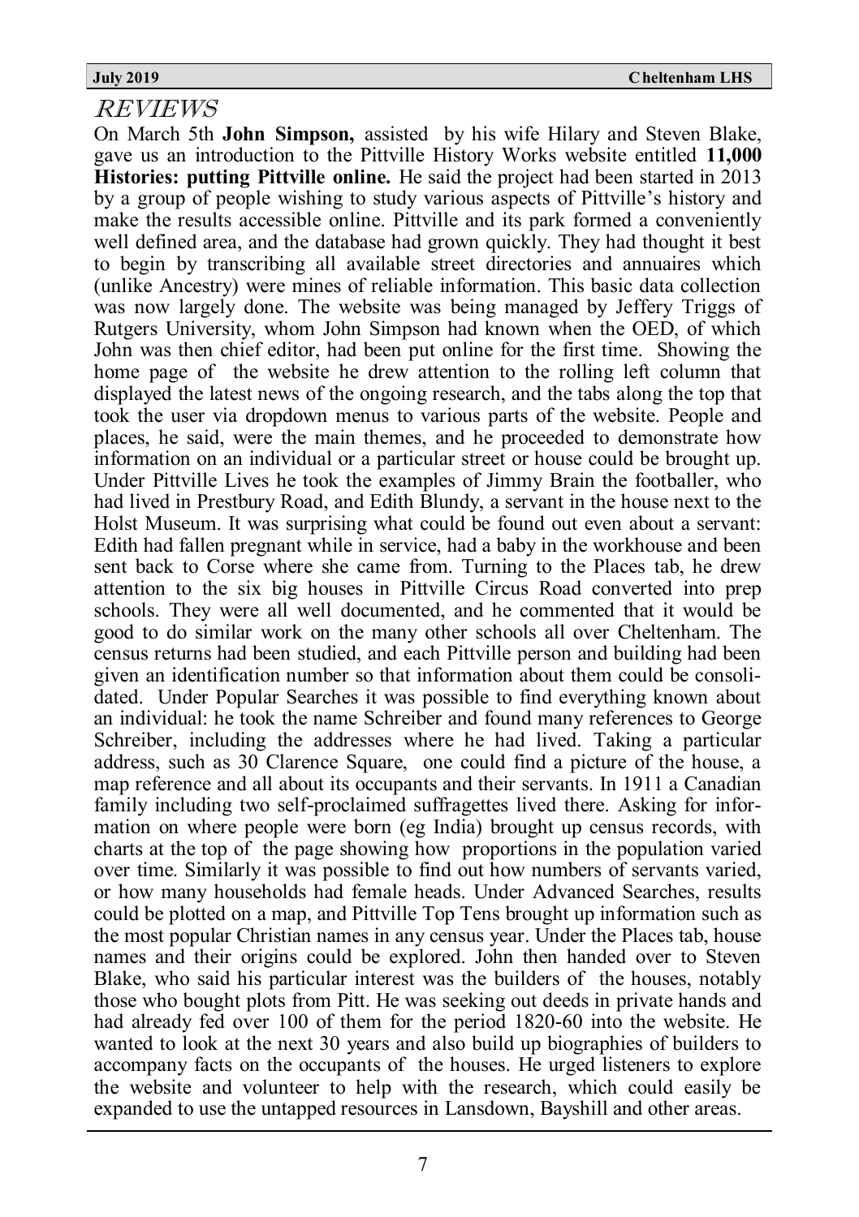# REVIEWS

On March 5th **John Simpson,** assisted by his wife Hilary and Steven Blake, gave us an introduction to the Pittville History Works website entitled **11,000 Histories: putting Pittville online.** He said the project had been started in 2013 by a group of people wishing to study various aspects of Pittville's history and make the results accessible online. Pittville and its park formed a conveniently well defined area, and the database had grown quickly. They had thought it best to begin by transcribing all available street directories and annuaires which (unlike Ancestry) were mines of reliable information. This basic data collection was now largely done. The website was being managed by Jeffery Triggs of Rutgers University, whom John Simpson had known when the OED, of which John was then chief editor, had been put online for the first time. Showing the home page of the website he drew attention to the rolling left column that displayed the latest news of the ongoing research, and the tabs along the top that took the user via dropdown menus to various parts of the website. People and places, he said, were the main themes, and he proceeded to demonstrate how information on an individual or a particular street or house could be brought up. Under Pittville Lives he took the examples of Jimmy Brain the footballer, who had lived in Prestbury Road, and Edith Blundy, a servant in the house next to the Holst Museum. It was surprising what could be found out even about a servant: Edith had fallen pregnant while in service, had a baby in the workhouse and been sent back to Corse where she came from. Turning to the Places tab, he drew attention to the six big houses in Pittville Circus Road converted into prep schools. They were all well documented, and he commented that it would be good to do similar work on the many other schools all over Cheltenham. The census returns had been studied, and each Pittville person and building had been given an identification number so that information about them could be consolidated. Under Popular Searches it was possible to find everything known about an individual: he took the name Schreiber and found many references to George Schreiber, including the addresses where he had lived. Taking a particular address, such as 30 Clarence Square, one could find a picture of the house, a map reference and all about its occupants and their servants. In 1911 a Canadian family including two self-proclaimed suffragettes lived there. Asking for information on where people were born (eg India) brought up census records, with charts at the top of the page showing how proportions in the population varied over time. Similarly it was possible to find out how numbers of servants varied, or how many households had female heads. Under Advanced Searches, results could be plotted on a map, and Pittville Top Tens brought up information such as the most popular Christian names in any census year. Under the Places tab, house names and their origins could be explored. John then handed over to Steven Blake, who said his particular interest was the builders of the houses, notably those who bought plots from Pitt. He was seeking out deeds in private hands and had already fed over 100 of them for the period 1820-60 into the website. He wanted to look at the next 30 years and also build up biographies of builders to accompany facts on the occupants of the houses. He urged listeners to explore the website and volunteer to help with the research, which could easily be expanded to use the untapped resources in Lansdown, Bayshill and other areas.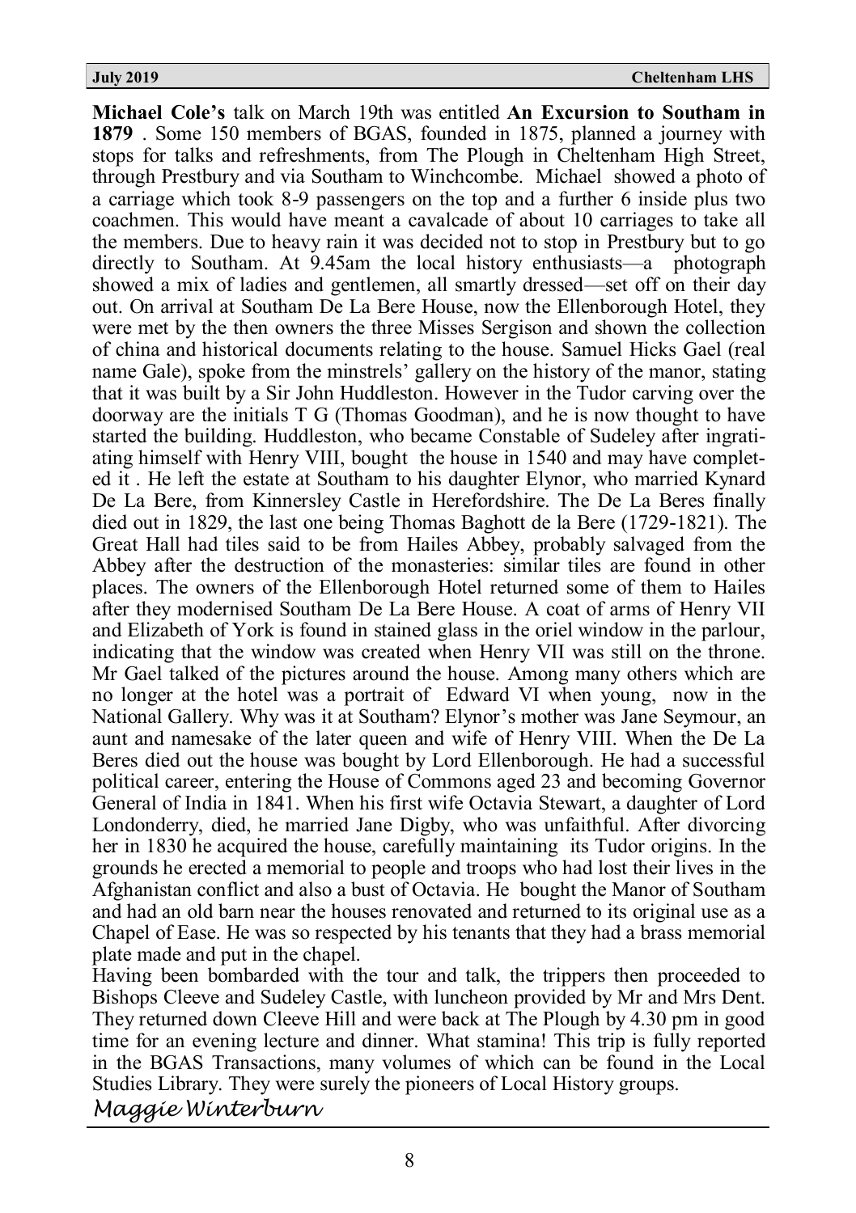**Michael Cole's** talk on March 19th was entitled **An Excursion to Southam in 1879** . Some 150 members of BGAS, founded in 1875, planned a journey with stops for talks and refreshments, from The Plough in Cheltenham High Street, through Prestbury and via Southam to Winchcombe. Michael showed a photo of a carriage which took 8-9 passengers on the top and a further 6 inside plus two coachmen. This would have meant a cavalcade of about 10 carriages to take all the members. Due to heavy rain it was decided not to stop in Prestbury but to go directly to Southam. At 9.45am the local history enthusiasts—a photograph showed a mix of ladies and gentlemen, all smartly dressed—set off on their day out. On arrival at Southam De La Bere House, now the Ellenborough Hotel, they were met by the then owners the three Misses Sergison and shown the collection of china and historical documents relating to the house. Samuel Hicks Gael (real name Gale), spoke from the minstrels' gallery on the history of the manor, stating that it was built by a Sir John Huddleston. However in the Tudor carving over the doorway are the initials T G (Thomas Goodman), and he is now thought to have started the building. Huddleston, who became Constable of Sudeley after ingratiating himself with Henry VIII, bought the house in 1540 and may have completed it . He left the estate at Southam to his daughter Elynor, who married Kynard De La Bere, from Kinnersley Castle in Herefordshire. The De La Beres finally died out in 1829, the last one being Thomas Baghott de la Bere (1729-1821). The Great Hall had tiles said to be from Hailes Abbey, probably salvaged from the Abbey after the destruction of the monasteries: similar tiles are found in other places. The owners of the Ellenborough Hotel returned some of them to Hailes after they modernised Southam De La Bere House. A coat of arms of Henry VII and Elizabeth of York is found in stained glass in the oriel window in the parlour, indicating that the window was created when Henry VII was still on the throne. Mr Gael talked of the pictures around the house. Among many others which are no longer at the hotel was a portrait of Edward VI when young, now in the National Gallery. Why was it at Southam? Elynor's mother was Jane Seymour, an aunt and namesake of the later queen and wife of Henry VIII. When the De La Beres died out the house was bought by Lord Ellenborough. He had a successful political career, entering the House of Commons aged 23 and becoming Governor General of India in 1841. When his first wife Octavia Stewart, a daughter of Lord Londonderry, died, he married Jane Digby, who was unfaithful. After divorcing her in 1830 he acquired the house, carefully maintaining its Tudor origins. In the grounds he erected a memorial to people and troops who had lost their lives in the Afghanistan conflict and also a bust of Octavia. He bought the Manor of Southam and had an old barn near the houses renovated and returned to its original use as a Chapel of Ease. He was so respected by his tenants that they had a brass memorial plate made and put in the chapel.

Having been bombarded with the tour and talk, the trippers then proceeded to Bishops Cleeve and Sudeley Castle, with luncheon provided by Mr and Mrs Dent. They returned down Cleeve Hill and were back at The Plough by 4.30 pm in good time for an evening lecture and dinner. What stamina! This trip is fully reported in the BGAS Transactions, many volumes of which can be found in the Local Studies Library. They were surely the pioneers of Local History groups.

*Maggie Winterburn*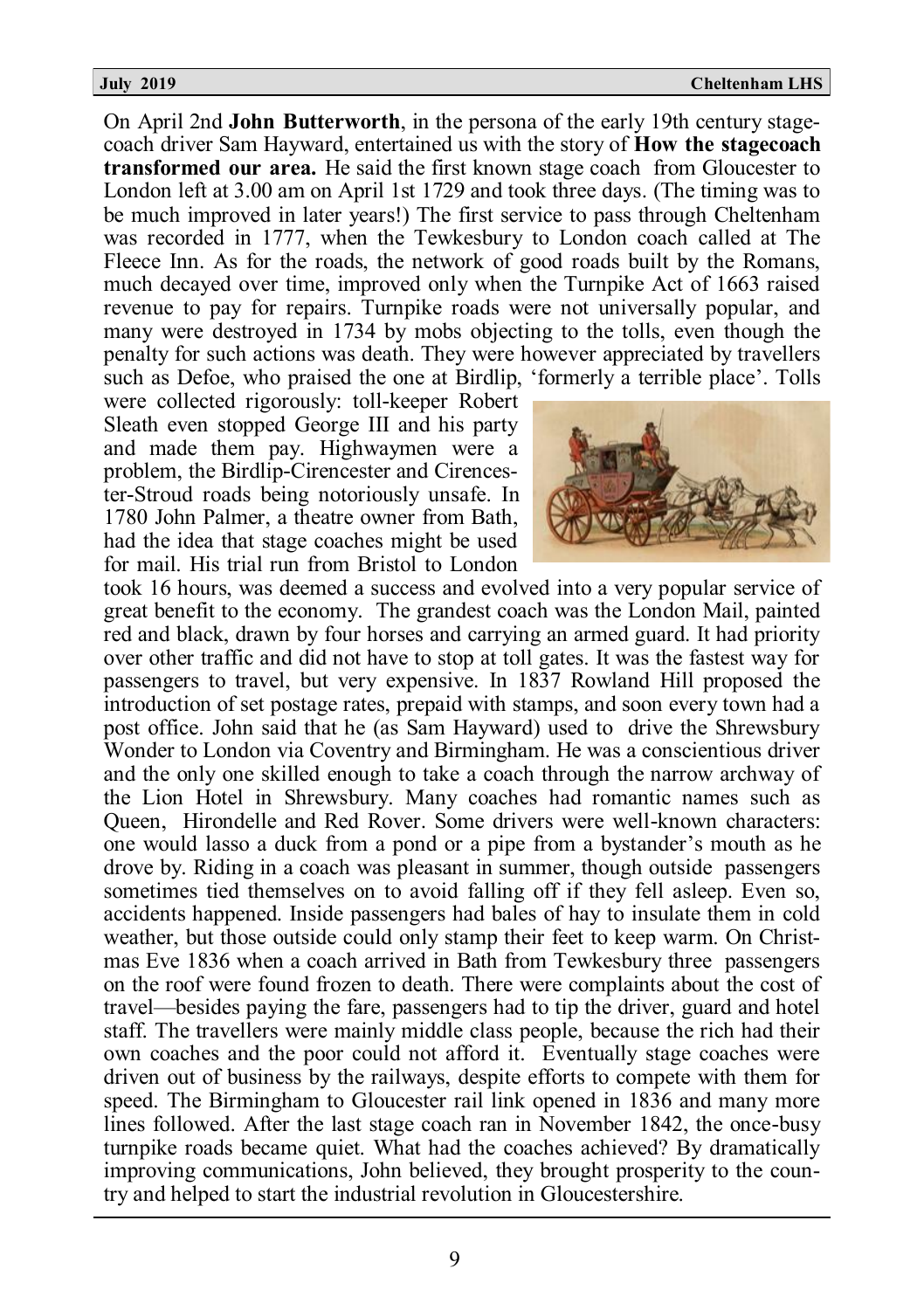On April 2nd **John Butterworth**, in the persona of the early 19th century stage-coach driver Sam Hayward, entertained us with the story of **How the stagecoach transformed our area.** He said the first known stage coach from Gloucester to London left at 3.00 am on April 1st 1729 and took three days. (The timing was to be much improved in later years!) The first service to pass through Cheltenham was recorded in 1777, when the Tewkesbury to London coach called at The Fleece Inn. As for the roads, the network of good roads built by the Romans, much decayed over time, improved only when the Turnpike Act of 1663 raised revenue to pay for repairs. Turnpike roads were not universally popular, and many were destroyed in 1734 by mobs objecting to the tolls, even though the penalty for such actions was death. They were however appreciated by travellers such as Defoe, who praised the one at Birdlip, 'formerly a terrible place'. Tolls were collected rigorously: toll-keeper Robert Sleath even stopped George III and his party and made them pay. Highwaymen were a problem, the Birdlip-Cirencester and Cirencester-Stroud roads being notoriously unsafe. In 1780 John Palmer, a theatre owner from Bath, had the idea that stage coaches might be used for mail. His trial run from Bristol to London took 16 hours, was deemed a success and evolved into a very popular service of great benefit to the economy. The grandest coach was the London Mail, painted red and black, drawn by four horses and carrying an armed guard. It had priority over other traffic and did not have to stop at toll gates. It was the fastest way for passengers to travel, but very expensive. In 1837 Rowland Hill proposed the introduction of set postage rates, prepaid with stamps, and soon every town had a post office. John said that he (as Sam Hayward) used to drive the Shrewsbury Wonder to London via Coventry and Birmingham. He was a conscientious driver and the only one skilled enough to take a coach through the narrow archway of the Lion Hotel in Shrewsbury. Many coaches had romantic names such as Queen, Hirondelle and Red Rover. Some drivers were well-known characters: one would lasso a duck from a pond or a pipe from a bystander's mouth as he drove by. Riding in a coach was pleasant in summer, though outside passengers sometimes tied themselves on to avoid falling off if they fell asleep. Even so, accidents happened. Inside passengers had bales of hay to insulate them in cold weather, but those outside could only stamp their feet to keep warm. On Christmas Eve 1836 when a coach arrived in Bath from Tewkesbury three passengers on the roof were found frozen to death. There were complaints about the cost of travel—besides paying the fare, passengers had to tip the driver, guard and hotel staff. The travellers were mainly middle class people, because the rich had their own coaches and the poor could not afford it. Eventually stage coaches were driven out of business by the railways, despite efforts to compete with them for speed. The Birmingham to Gloucester rail link opened in 1836 and many more lines followed. After the last stage coach ran in November 1842, the once-busy turnpike roads became quiet. What had the coaches achieved? By dramatically improving communications, John believed, they brought prosperity to the country and helped to start the industrial revolution in Gloucestershire.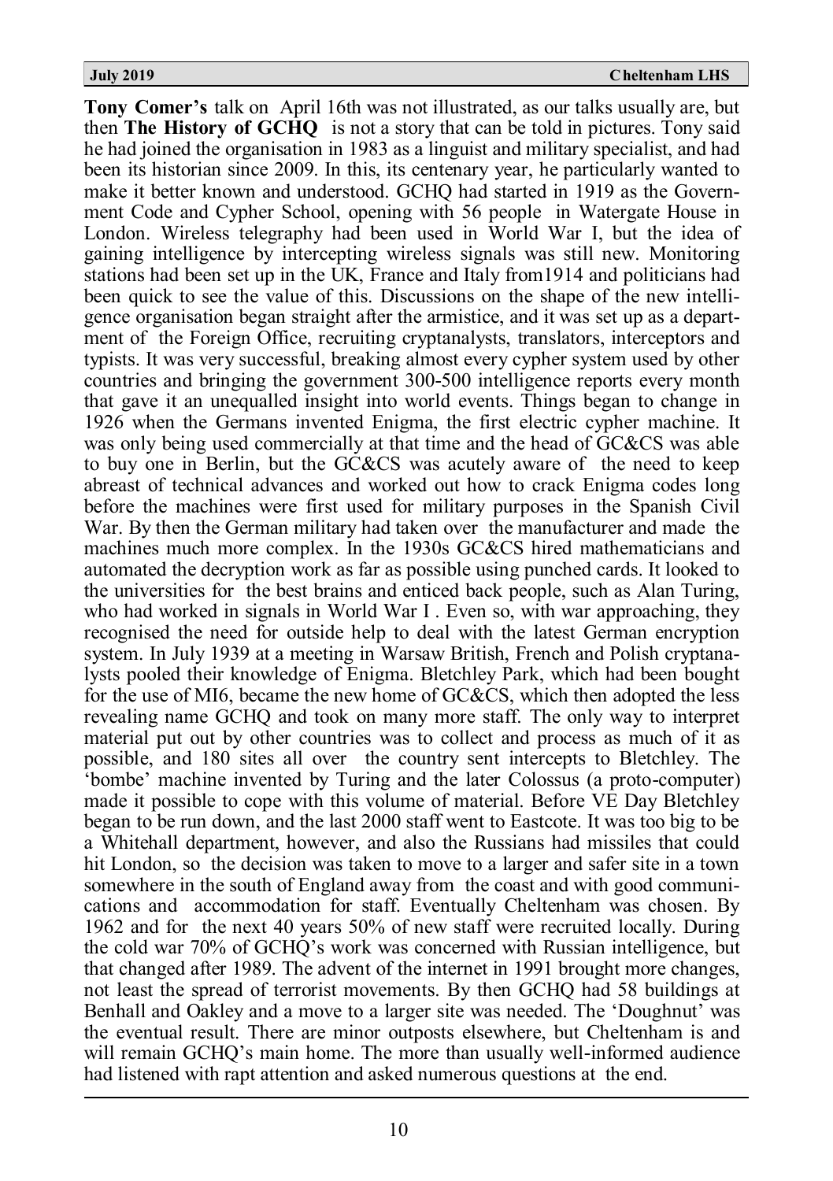**Tony Comer's** talk on April 16th was not illustrated, as our talks usually are, but then **The History of GCHQ** is not a story that can be told in pictures. Tony said he had joined the organisation in 1983 as a linguist and military specialist, and had been its historian since 2009. In this, its centenary year, he particularly wanted to make it better known and understood. GCHQ had started in 1919 as the Government Code and Cypher School, opening with 56 people in Watergate House in London. Wireless telegraphy had been used in World War I, but the idea of gaining intelligence by intercepting wireless signals was still new. Monitoring stations had been set up in the UK, France and Italy from1914 and politicians had been quick to see the value of this. Discussions on the shape of the new intelligence organisation began straight after the armistice, and it was set up as a department of the Foreign Office, recruiting cryptanalysts, translators, interceptors and typists. It was very successful, breaking almost every cypher system used by other countries and bringing the government 300-500 intelligence reports every month that gave it an unequalled insight into world events. Things began to change in 1926 when the Germans invented Enigma, the first electric cypher machine. It was only being used commercially at that time and the head of GC&CS was able to buy one in Berlin, but the GC&CS was acutely aware of the need to keep abreast of technical advances and worked out how to crack Enigma codes long before the machines were first used for military purposes in the Spanish Civil War. By then the German military had taken over the manufacturer and made the machines much more complex. In the 1930s GC&CS hired mathematicians and automated the decryption work as far as possible using punched cards. It looked to the universities for the best brains and enticed back people, such as Alan Turing, who had worked in signals in World War I . Even so, with war approaching, they recognised the need for outside help to deal with the latest German encryption system. In July 1939 at a meeting in Warsaw British, French and Polish cryptanalysts pooled their knowledge of Enigma. Bletchley Park, which had been bought for the use of MI6, became the new home of GC&CS, which then adopted the less revealing name GCHQ and took on many more staff. The only way to interpret material put out by other countries was to collect and process as much of it as possible, and 180 sites all over the country sent intercepts to Bletchley. The 'bombe' machine invented by Turing and the later Colossus (a proto-computer) made it possible to cope with this volume of material. Before VE Day Bletchley began to be run down, and the last 2000 staff went to Eastcote. It was too big to be a Whitehall department, however, and also the Russians had missiles that could hit London, so the decision was taken to move to a larger and safer site in a town somewhere in the south of England away from the coast and with good communications and accommodation for staff. Eventually Cheltenham was chosen. By 1962 and for the next 40 years 50% of new staff were recruited locally. During the cold war 70% of GCHQ's work was concerned with Russian intelligence, but that changed after 1989. The advent of the internet in 1991 brought more changes, not least the spread of terrorist movements. By then GCHQ had 58 buildings at Benhall and Oakley and a move to a larger site was needed. The 'Doughnut' was the eventual result. There are minor outposts elsewhere, but Cheltenham is and will remain GCHQ's main home. The more than usually well-informed audience had listened with rapt attention and asked numerous questions at the end.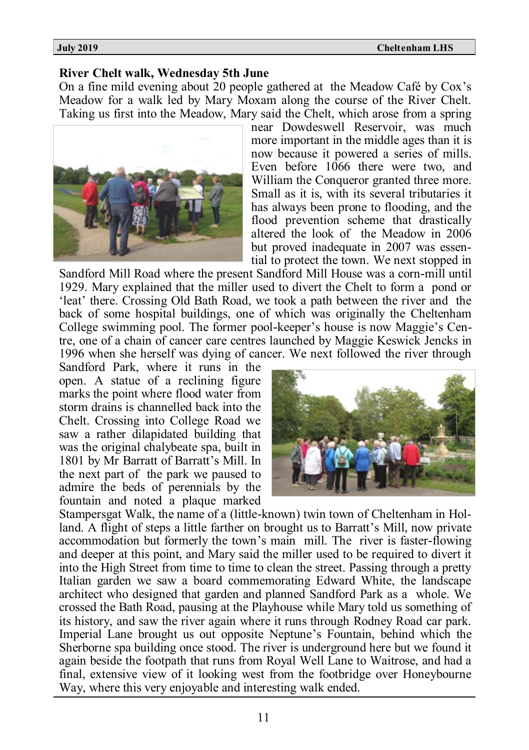## River Chelt walk, Wednesday 5th June

On a fine mild evening about 20 people gathered at the Meadow Café by Cox's Meadow for a walk led by Mary Moxam along the course of the River Chelt. Taking us first into the Meadow, Mary said the Chelt, which arose from a spring near Dowdeswell Reservoir, was much more important in the middle ages than it is now because it powered a series of mills. Even before 1066 there were two, and William the Conqueror granted three more. Small as it is, with its several tributaries it has always been prone to flooding, and the flood prevention scheme that drastically altered the look of the Meadow in 2006 but proved inadequate in 2007 was essential to protect the town. We next stopped in Sandford Mill Road where the present Sandford Mill House was a corn-mill until 1929. Mary explained that the miller used to divert the Chelt to form a pond or 'leat' there. Crossing Old Bath Road, we took a path between the river and the back of some hospital buildings, one of which was originally the Cheltenham College swimming pool. The former pool-keeper's house is now Maggie's Centre, one of a chain of cancer care centres launched by Maggie Keswick Jencks in 1996 when she herself was dying of cancer. We next followed the river through Sandford Park, where it runs in the open. A statue of a reclining figure marks the point where flood water from storm drains is channelled back into the Chelt. Crossing into College Road we saw a rather dilapidated building that was the original chalybeate spa, built in 1801 by Mr Barratt of Barratt's Mill. In the next part of the park we paused to admire the beds of perennials by the fountain and noted a plaque marked Stampersgat Walk, the name of a (little-known) twin town of Cheltenham in Holland. A flight of steps a little farther on brought us to Barratt's Mill, now private accommodation but formerly the town's main mill. The river is faster-flowing and deeper at this point, and Mary said the miller used to be required to divert it into the High Street from time to time to clean the street. Passing through a pretty Italian garden we saw a board commemorating Edward White, the landscape architect who designed that garden and planned Sandford Park as a whole. We crossed the Bath Road, pausing at the Playhouse while Mary told us something of its history, and saw the river again where it runs through Rodney Road car park. Imperial Lane brought us out opposite Neptune's Fountain, behind which the Sherborne spa building once stood. The river is underground here but we found it again beside the footpath that runs from Royal Well Lane to Waitrose, and had a final, extensive view of it looking west from the footbridge over Honeybourne Way, where this very enjoyable and interesting walk ended.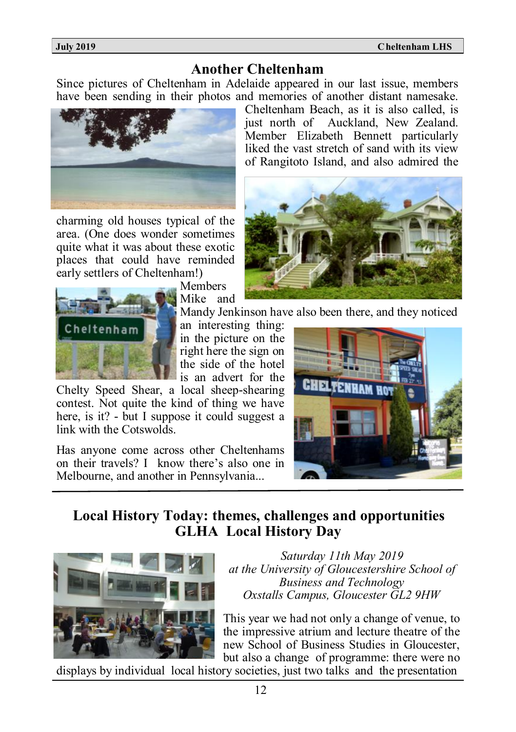## Another Cheltenham

Since pictures of Cheltenham in Adelaide appeared in our last issue, members have been sending in their photos and memories of another distant namesake. Cheltenham Beach, as it is also called, is just north of Auckland, New Zealand. Member Elizabeth Bennett particularly liked the vast stretch of sand with its view of Rangitoto Island, and also admired the charming old houses typical of the area. (One does wonder sometimes quite what it was about these exotic places that could have reminded early settlers of Cheltenham!)

Members Mike and Mandy Jenkinson have also been there, and they noticed an interesting thing: in the picture on the right here the sign on the side of the hotel is an advert for the Chelty Speed Shear, a local sheep-shearing contest. Not quite the kind of thing we have here, is it? - but I suppose it could suggest a link with the Cotswolds.

Has anyone come across other Cheltenhams on their travels? I know there's also one in Melbourne, and another in Pennsylvania...

## Local History Today: themes, challenges and opportunities GLHA Local History Day

*Saturday 11th May 2019*
*at the University of Gloucestershire School of Business and Technology*
*Oxstalls Campus, Gloucester GL2 9HW*

This year we had not only a change of venue, to the impressive atrium and lecture theatre of the new School of Business Studies in Gloucester, but also a change of programme: there were no displays by individual local history societies, just two talks and the presentation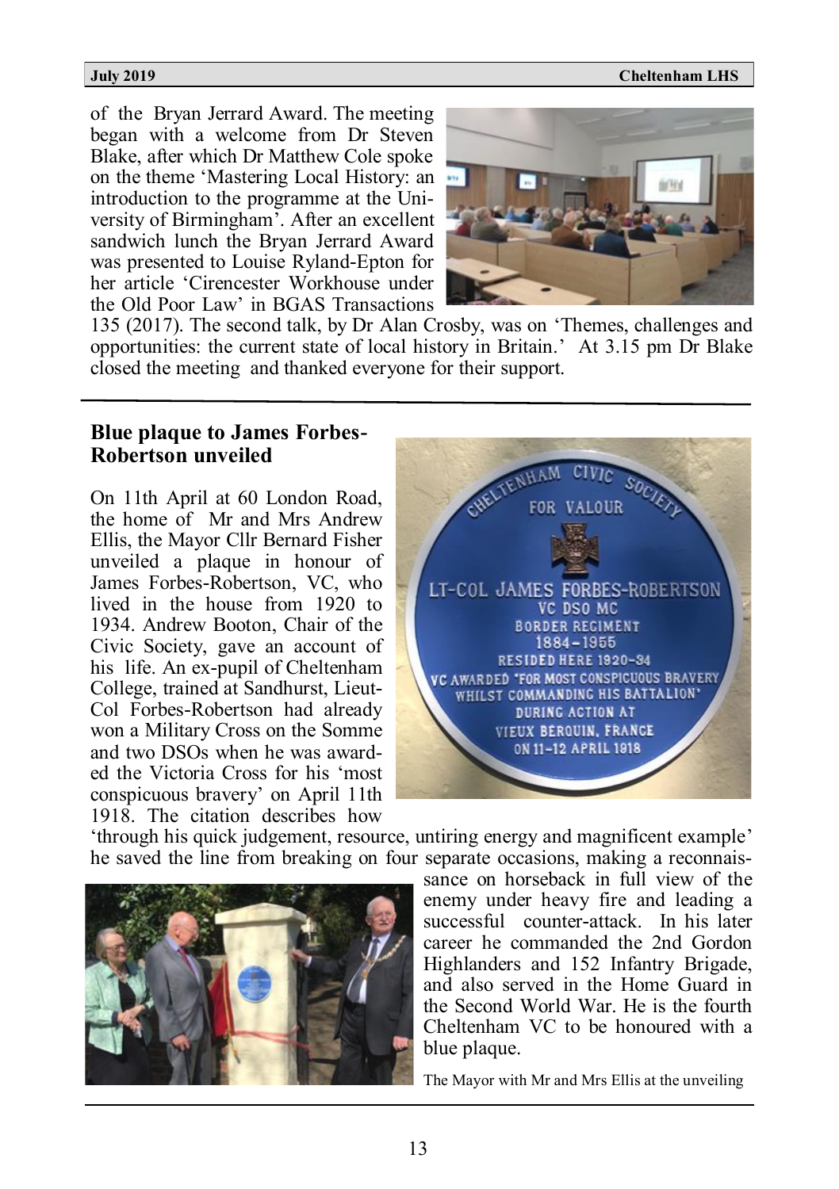of the Bryan Jerrard Award. The meeting began with a welcome from Dr Steven Blake, after which Dr Matthew Cole spoke on the theme 'Mastering Local History: an introduction to the programme at the University of Birmingham'. After an excellent sandwich lunch the Bryan Jerrard Award was presented to Louise Ryland-Epton for her article 'Cirencester Workhouse under the Old Poor Law' in BGAS Transactions 135 (2017). The second talk, by Dr Alan Crosby, was on 'Themes, challenges and opportunities: the current state of local history in Britain.' At 3.15 pm Dr Blake closed the meeting and thanked everyone for their support.

---

## Blue plaque to James Forbes-Robertson unveiled

On 11th April at 60 London Road, the home of Mr and Mrs Andrew Ellis, the Mayor Cllr Bernard Fisher unveiled a plaque in honour of James Forbes-Robertson, VC, who lived in the house from 1920 to 1934. Andrew Booton, Chair of the Civic Society, gave an account of his life. An ex-pupil of Cheltenham College, trained at Sandhurst, Lieut-Col Forbes-Robertson had already won a Military Cross on the Somme and two DSOs when he was awarded the Victoria Cross for his 'most conspicuous bravery' on April 11th 1918. The citation describes how 'through his quick judgement, resource, untiring energy and magnificent example' he saved the line from breaking on four separate occasions, making a reconnaissance on horseback in full view of the enemy under heavy fire and leading a successful counter-attack. In his later career he commanded the 2nd Gordon Highlanders and 152 Infantry Brigade, and also served in the Home Guard in the Second World War. He is the fourth Cheltenham VC to be honoured with a blue plaque.

The Mayor with Mr and Mrs Ellis at the unveiling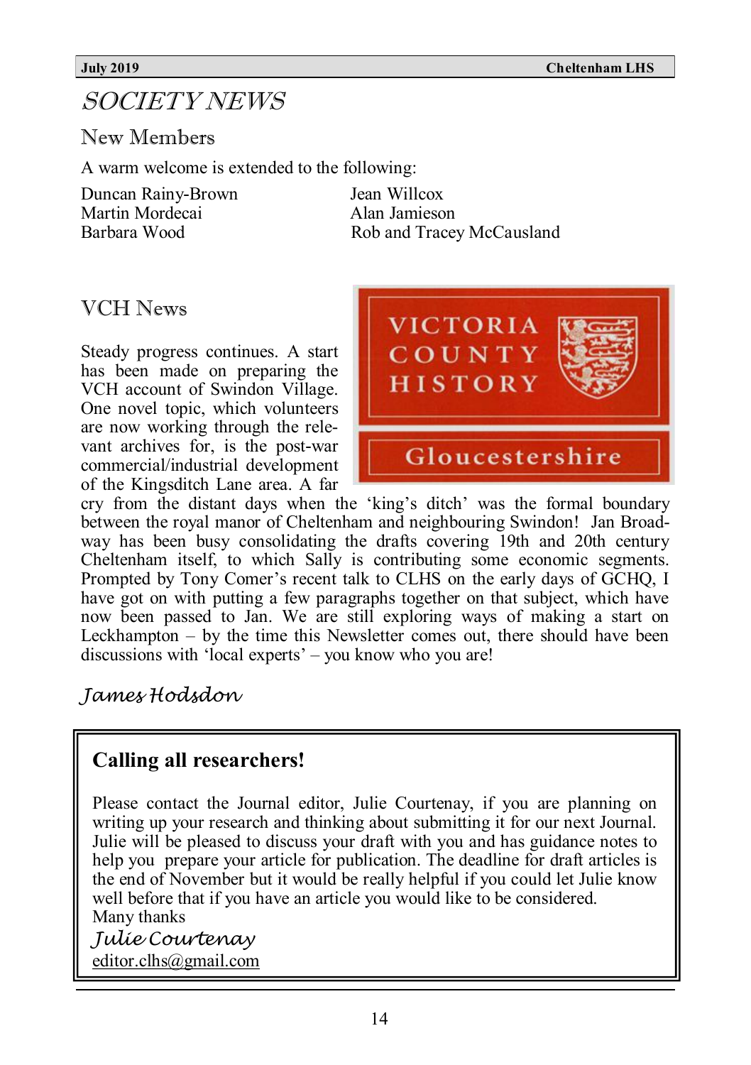# SOCIETY NEWS

## New Members

A warm welcome is extended to the following:

Duncan Rainy-Brown
Martin Mordecai
Barbara Wood
Jean Willcox
Alan Jamieson
Rob and Tracey McCausland

## VCH News

Steady progress continues. A start has been made on preparing the VCH account of Swindon Village. One novel topic, which volunteers are now working through the relevant archives for, is the post-war commercial/industrial development of the Kingsditch Lane area. A far cry from the distant days when the 'king's ditch' was the formal boundary between the royal manor of Cheltenham and neighbouring Swindon! Jan Broadway has been busy consolidating the drafts covering 19th and 20th century Cheltenham itself, to which Sally is contributing some economic segments. Prompted by Tony Comer's recent talk to CLHS on the early days of GCHQ, I have got on with putting a few paragraphs together on that subject, which have now been passed to Jan. We are still exploring ways of making a start on Leckhampton – by the time this Newsletter comes out, there should have been discussions with 'local experts' – you know who you are!

*James Hodsdon*

---

**Calling all researchers!**

Please contact the Journal editor, Julie Courtenay, if you are planning on writing up your research and thinking about submitting it for our next Journal. Julie will be pleased to discuss your draft with you and has guidance notes to help you prepare your article for publication. The deadline for draft articles is the end of November but it would be really helpful if you could let Julie know well before that if you have an article you would like to be considered.

Many thanks

*Julie Courtenay*

editor.clhs@gmail.com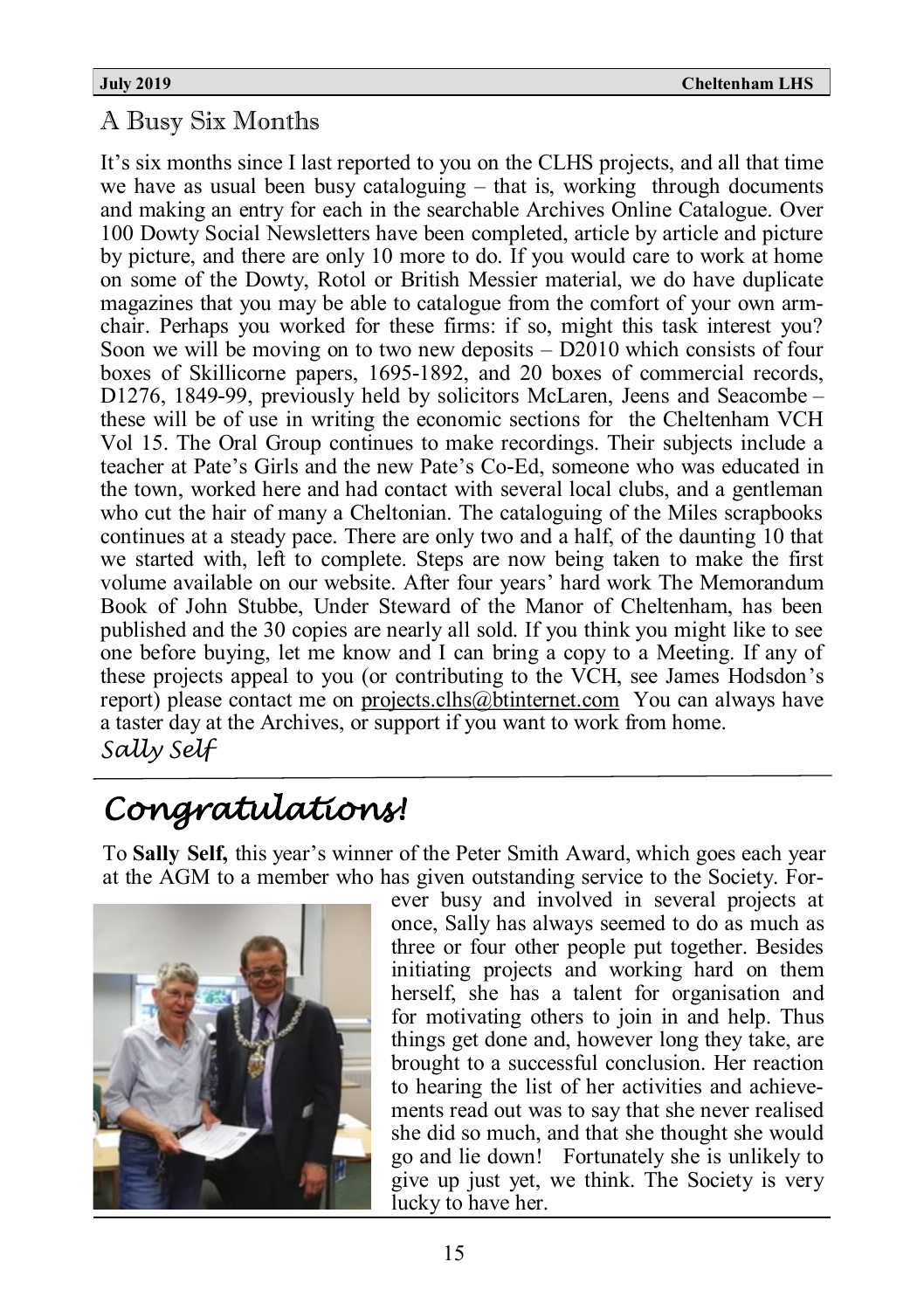## A Busy Six Months

It's six months since I last reported to you on the CLHS projects, and all that time we have as usual been busy cataloguing – that is, working through documents and making an entry for each in the searchable Archives Online Catalogue. Over 100 Dowty Social Newsletters have been completed, article by article and picture by picture, and there are only 10 more to do. If you would care to work at home on some of the Dowty, Rotol or British Messier material, we do have duplicate magazines that you may be able to catalogue from the comfort of your own armchair. Perhaps you worked for these firms: if so, might this task interest you? Soon we will be moving on to two new deposits – D2010 which consists of four boxes of Skillicorne papers, 1695-1892, and 20 boxes of commercial records, D1276, 1849-99, previously held by solicitors McLaren, Jeens and Seacombe – these will be of use in writing the economic sections for the Cheltenham VCH Vol 15. The Oral Group continues to make recordings. Their subjects include a teacher at Pate's Girls and the new Pate's Co-Ed, someone who was educated in the town, worked here and had contact with several local clubs, and a gentleman who cut the hair of many a Cheltonian. The cataloguing of the Miles scrapbooks continues at a steady pace. There are only two and a half, of the daunting 10 that we started with, left to complete. Steps are now being taken to make the first volume available on our website. After four years' hard work The Memorandum Book of John Stubbe, Under Steward of the Manor of Cheltenham, has been published and the 30 copies are nearly all sold. If you think you might like to see one before buying, let me know and I can bring a copy to a Meeting. If any of these projects appeal to you (or contributing to the VCH, see James Hodsdon's report) please contact me on projects.clhs@btinternet.com You can always have a taster day at the Archives, or support if you want to work from home.

*Sally Self*

---

# *Congratulations!*

To **Sally Self,** this year's winner of the Peter Smith Award, which goes each year at the AGM to a member who has given outstanding service to the Society. Forever busy and involved in several projects at once, Sally has always seemed to do as much as three or four other people put together. Besides initiating projects and working hard on them herself, she has a talent for organisation and for motivating others to join in and help. Thus things get done and, however long they take, are brought to a successful conclusion. Her reaction to hearing the list of her activities and achievements read out was to say that she never realised she did so much, and that she thought she would go and lie down! Fortunately she is unlikely to give up just yet, we think. The Society is very lucky to have her.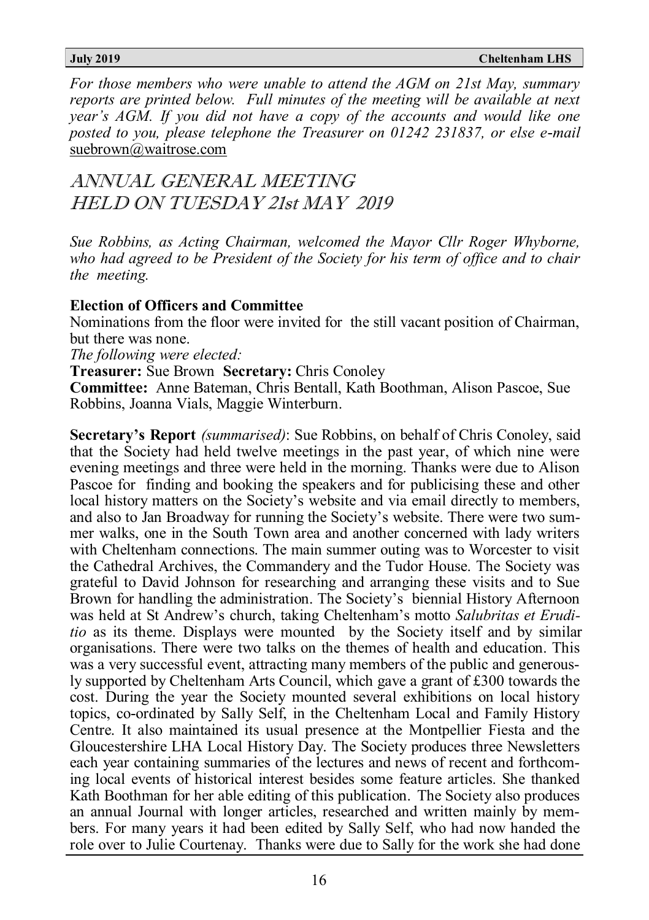*For those members who were unable to attend the AGM on 21st May, summary reports are printed below. Full minutes of the meeting will be available at next year's AGM. If you did not have a copy of the accounts and would like one posted to you, please telephone the Treasurer on 01242 231837, or else e-mail* suebrown@waitrose.com

# ANNUAL GENERAL MEETING HELD ON TUESDAY 21st MAY 2019

*Sue Robbins, as Acting Chairman, welcomed the Mayor Cllr Roger Whyborne, who had agreed to be President of the Society for his term of office and to chair the meeting.*

**Election of Officers and Committee**

Nominations from the floor were invited for the still vacant position of Chairman, but there was none.

*The following were elected:*

**Treasurer:** Sue Brown **Secretary:** Chris Conoley

**Committee:** Anne Bateman, Chris Bentall, Kath Boothman, Alison Pascoe, Sue Robbins, Joanna Vials, Maggie Winterburn.

**Secretary's Report** *(summarised)*: Sue Robbins, on behalf of Chris Conoley, said that the Society had held twelve meetings in the past year, of which nine were evening meetings and three were held in the morning. Thanks were due to Alison Pascoe for finding and booking the speakers and for publicising these and other local history matters on the Society's website and via email directly to members, and also to Jan Broadway for running the Society's website. There were two summer walks, one in the South Town area and another concerned with lady writers with Cheltenham connections. The main summer outing was to Worcester to visit the Cathedral Archives, the Commandery and the Tudor House. The Society was grateful to David Johnson for researching and arranging these visits and to Sue Brown for handling the administration. The Society's biennial History Afternoon was held at St Andrew's church, taking Cheltenham's motto *Salubritas et Eruditio* as its theme. Displays were mounted by the Society itself and by similar organisations. There were two talks on the themes of health and education. This was a very successful event, attracting many members of the public and generously supported by Cheltenham Arts Council, which gave a grant of £300 towards the cost. During the year the Society mounted several exhibitions on local history topics, co-ordinated by Sally Self, in the Cheltenham Local and Family History Centre. It also maintained its usual presence at the Montpellier Fiesta and the Gloucestershire LHA Local History Day. The Society produces three Newsletters each year containing summaries of the lectures and news of recent and forthcoming local events of historical interest besides some feature articles. She thanked Kath Boothman for her able editing of this publication. The Society also produces an annual Journal with longer articles, researched and written mainly by members. For many years it had been edited by Sally Self, who had now handed the role over to Julie Courtenay. Thanks were due to Sally for the work she had done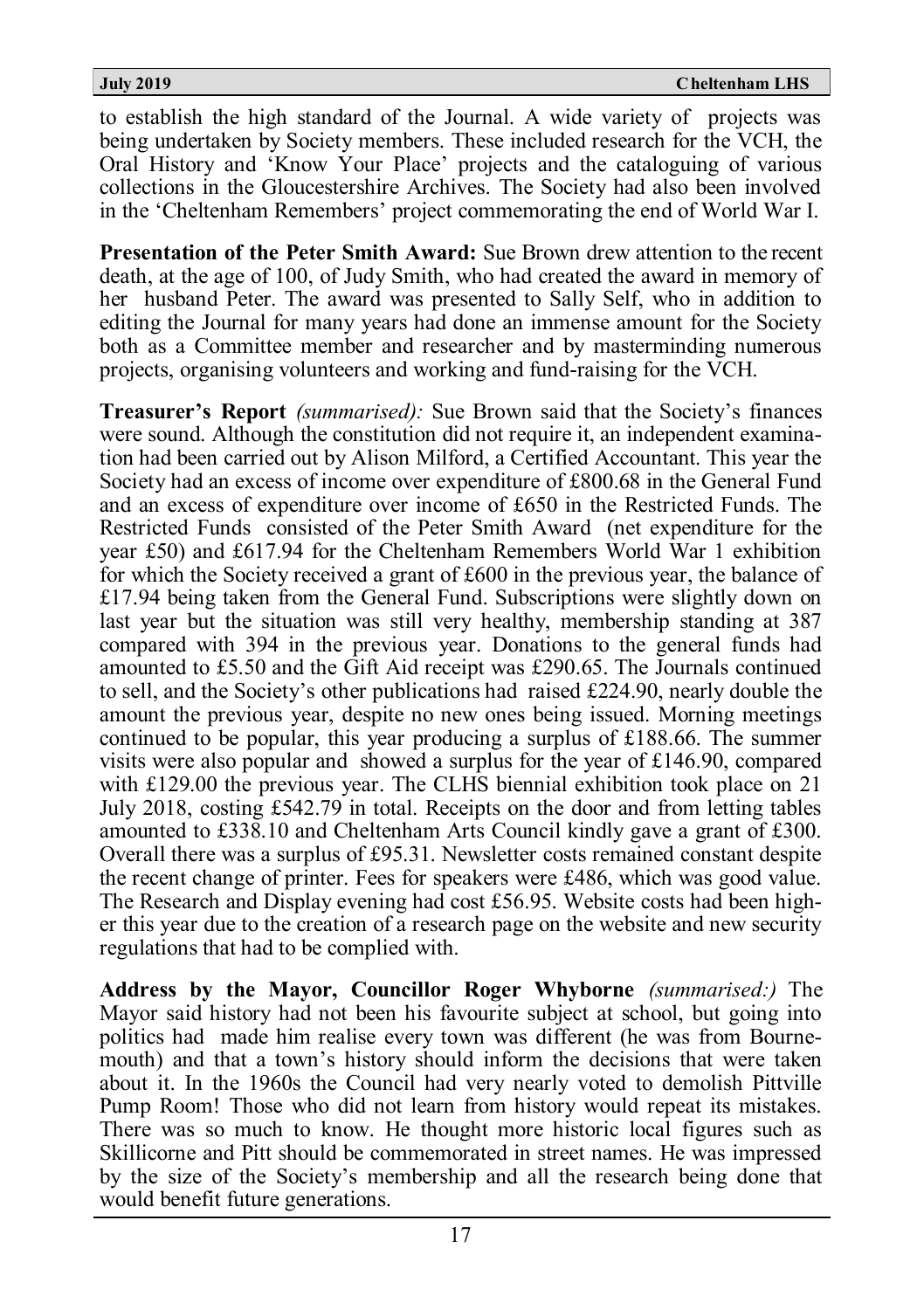to establish the high standard of the Journal. A wide variety of projects was being undertaken by Society members. These included research for the VCH, the Oral History and 'Know Your Place' projects and the cataloguing of various collections in the Gloucestershire Archives. The Society had also been involved in the 'Cheltenham Remembers' project commemorating the end of World War I.

**Presentation of the Peter Smith Award:** Sue Brown drew attention to the recent death, at the age of 100, of Judy Smith, who had created the award in memory of her husband Peter. The award was presented to Sally Self, who in addition to editing the Journal for many years had done an immense amount for the Society both as a Committee member and researcher and by masterminding numerous projects, organising volunteers and working and fund-raising for the VCH.

**Treasurer's Report** *(summarised):* Sue Brown said that the Society's finances were sound. Although the constitution did not require it, an independent examination had been carried out by Alison Milford, a Certified Accountant. This year the Society had an excess of income over expenditure of £800.68 in the General Fund and an excess of expenditure over income of £650 in the Restricted Funds. The Restricted Funds consisted of the Peter Smith Award (net expenditure for the year £50) and £617.94 for the Cheltenham Remembers World War 1 exhibition for which the Society received a grant of £600 in the previous year, the balance of £17.94 being taken from the General Fund. Subscriptions were slightly down on last year but the situation was still very healthy, membership standing at 387 compared with 394 in the previous year. Donations to the general funds had amounted to £5.50 and the Gift Aid receipt was £290.65. The Journals continued to sell, and the Society's other publications had raised £224.90, nearly double the amount the previous year, despite no new ones being issued. Morning meetings continued to be popular, this year producing a surplus of £188.66. The summer visits were also popular and showed a surplus for the year of £146.90, compared with £129.00 the previous year. The CLHS biennial exhibition took place on 21 July 2018, costing £542.79 in total. Receipts on the door and from letting tables amounted to £338.10 and Cheltenham Arts Council kindly gave a grant of £300. Overall there was a surplus of £95.31. Newsletter costs remained constant despite the recent change of printer. Fees for speakers were £486, which was good value. The Research and Display evening had cost £56.95. Website costs had been higher this year due to the creation of a research page on the website and new security regulations that had to be complied with.

**Address by the Mayor, Councillor Roger Whyborne** *(summarised:)* The Mayor said history had not been his favourite subject at school, but going into politics had made him realise every town was different (he was from Bournemouth) and that a town's history should inform the decisions that were taken about it. In the 1960s the Council had very nearly voted to demolish Pittville Pump Room! Those who did not learn from history would repeat its mistakes. There was so much to know. He thought more historic local figures such as Skillicorne and Pitt should be commemorated in street names. He was impressed by the size of the Society's membership and all the research being done that would benefit future generations.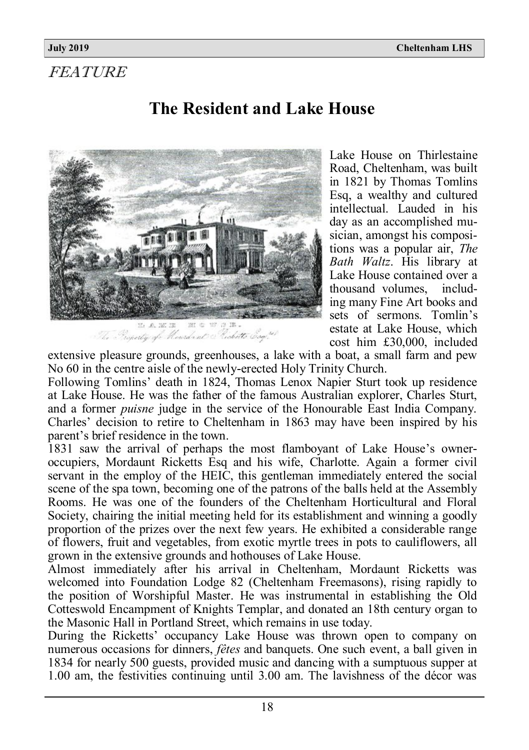*FEATURE*

# The Resident and Lake House

LAKE HOUSE.
The Property of Mordaunt Ricketts Esqre.

Lake House on Thirlestaine Road, Cheltenham, was built in 1821 by Thomas Tomlins Esq, a wealthy and cultured intellectual. Lauded in his day as an accomplished musician, amongst his compositions was a popular air, *The Bath Waltz*. His library at Lake House contained over a thousand volumes, including many Fine Art books and sets of sermons. Tomlin's estate at Lake House, which cost him £30,000, included extensive pleasure grounds, greenhouses, a lake with a boat, a small farm and pew No 60 in the centre aisle of the newly-erected Holy Trinity Church.

Following Tomlins' death in 1824, Thomas Lenox Napier Sturt took up residence at Lake House. He was the father of the famous Australian explorer, Charles Sturt, and a former *puisne* judge in the service of the Honourable East India Company. Charles' decision to retire to Cheltenham in 1863 may have been inspired by his parent's brief residence in the town.

1831 saw the arrival of perhaps the most flamboyant of Lake House's owner-occupiers, Mordaunt Ricketts Esq and his wife, Charlotte. Again a former civil servant in the employ of the HEIC, this gentleman immediately entered the social scene of the spa town, becoming one of the patrons of the balls held at the Assembly Rooms. He was one of the founders of the Cheltenham Horticultural and Floral Society, chairing the initial meeting held for its establishment and winning a goodly proportion of the prizes over the next few years. He exhibited a considerable range of flowers, fruit and vegetables, from exotic myrtle trees in pots to cauliflowers, all grown in the extensive grounds and hothouses of Lake House.

Almost immediately after his arrival in Cheltenham, Mordaunt Ricketts was welcomed into Foundation Lodge 82 (Cheltenham Freemasons), rising rapidly to the position of Worshipful Master. He was instrumental in establishing the Old Cotteswold Encampment of Knights Templar, and donated an 18th century organ to the Masonic Hall in Portland Street, which remains in use today.

During the Ricketts' occupancy Lake House was thrown open to company on numerous occasions for dinners, *fêtes* and banquets. One such event, a ball given in 1834 for nearly 500 guests, provided music and dancing with a sumptuous supper at 1.00 am, the festivities continuing until 3.00 am. The lavishness of the décor was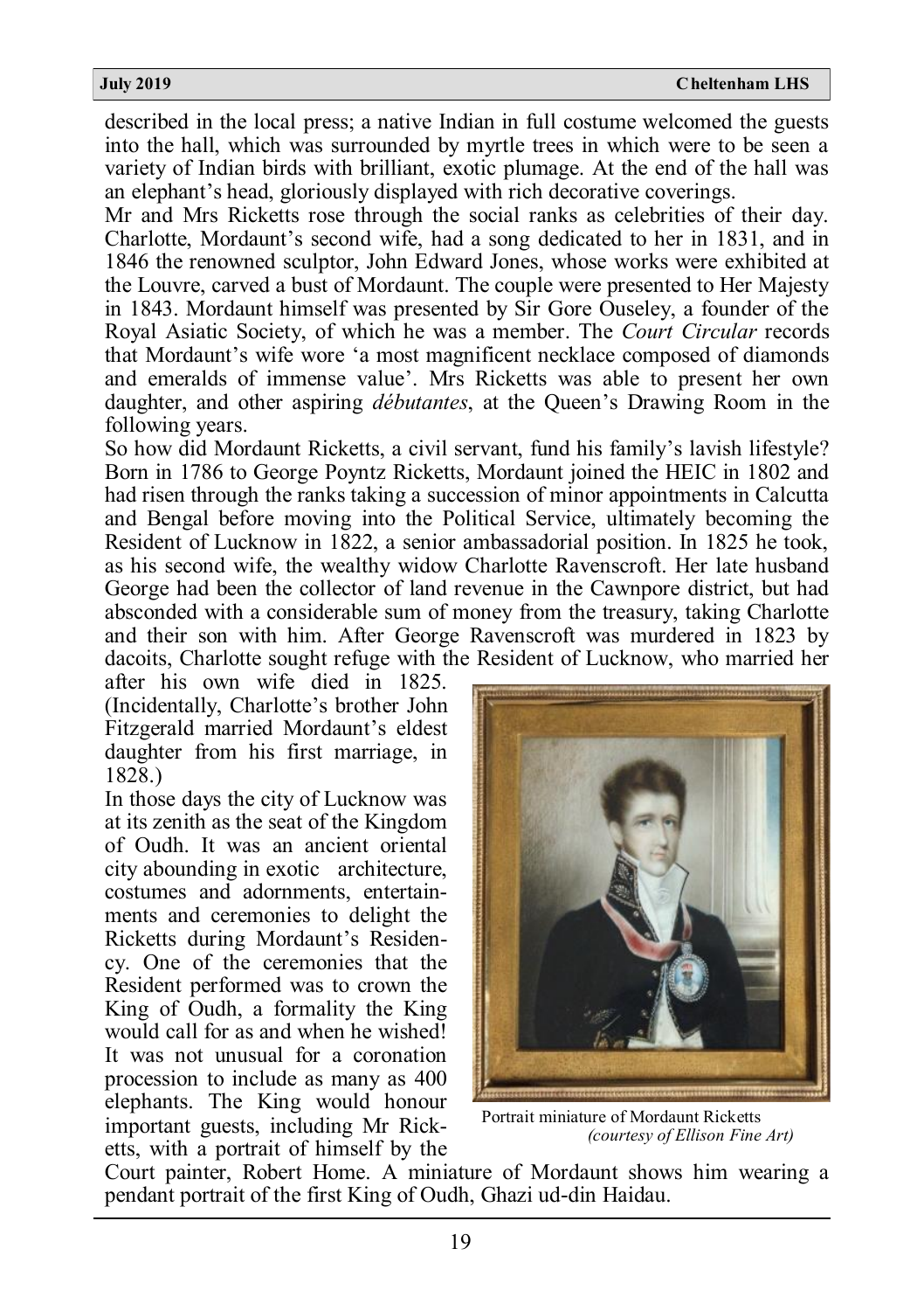described in the local press; a native Indian in full costume welcomed the guests into the hall, which was surrounded by myrtle trees in which were to be seen a variety of Indian birds with brilliant, exotic plumage. At the end of the hall was an elephant's head, gloriously displayed with rich decorative coverings.

Mr and Mrs Ricketts rose through the social ranks as celebrities of their day. Charlotte, Mordaunt's second wife, had a song dedicated to her in 1831, and in 1846 the renowned sculptor, John Edward Jones, whose works were exhibited at the Louvre, carved a bust of Mordaunt. The couple were presented to Her Majesty in 1843. Mordaunt himself was presented by Sir Gore Ouseley, a founder of the Royal Asiatic Society, of which he was a member. The *Court Circular* records that Mordaunt's wife wore 'a most magnificent necklace composed of diamonds and emeralds of immense value'. Mrs Ricketts was able to present her own daughter, and other aspiring *débutantes*, at the Queen's Drawing Room in the following years.

So how did Mordaunt Ricketts, a civil servant, fund his family's lavish lifestyle? Born in 1786 to George Poyntz Ricketts, Mordaunt joined the HEIC in 1802 and had risen through the ranks taking a succession of minor appointments in Calcutta and Bengal before moving into the Political Service, ultimately becoming the Resident of Lucknow in 1822, a senior ambassadorial position. In 1825 he took, as his second wife, the wealthy widow Charlotte Ravenscroft. Her late husband George had been the collector of land revenue in the Cawnpore district, but had absconded with a considerable sum of money from the treasury, taking Charlotte and their son with him. After George Ravenscroft was murdered in 1823 by dacoits, Charlotte sought refuge with the Resident of Lucknow, who married her after his own wife died in 1825. (Incidentally, Charlotte's brother John Fitzgerald married Mordaunt's eldest daughter from his first marriage, in 1828.)

In those days the city of Lucknow was at its zenith as the seat of the Kingdom of Oudh. It was an ancient oriental city abounding in exotic architecture, costumes and adornments, entertainments and ceremonies to delight the Ricketts during Mordaunt's Residency. One of the ceremonies that the Resident performed was to crown the King of Oudh, a formality the King would call for as and when he wished! It was not unusual for a coronation procession to include as many as 400 elephants. The King would honour important guests, including Mr Ricketts, with a portrait of himself by the Court painter, Robert Home. A miniature of Mordaunt shows him wearing a pendant portrait of the first King of Oudh, Ghazi ud-din Haidau.

Portrait miniature of Mordaunt Ricketts *(courtesy of Ellison Fine Art)*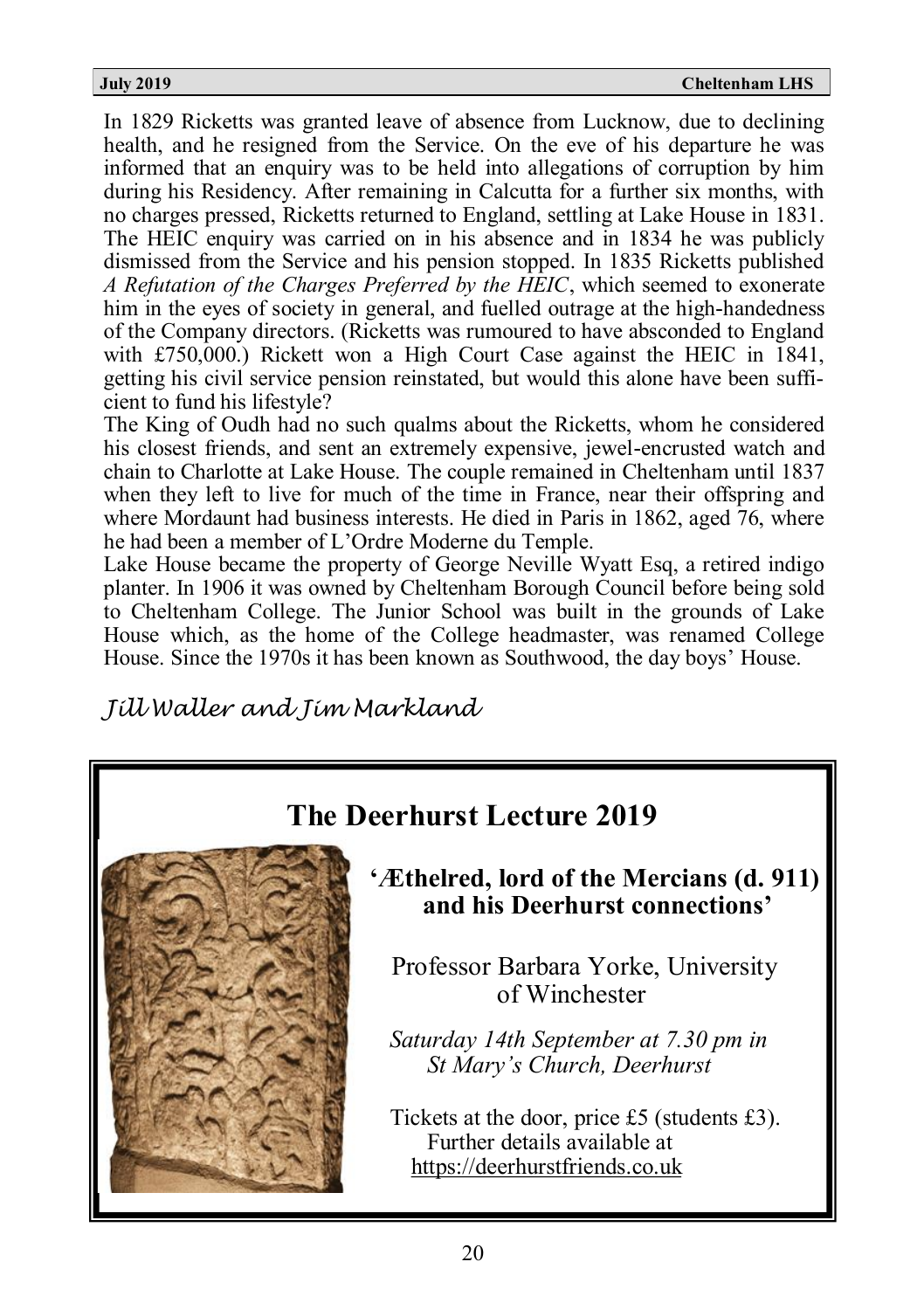In 1829 Ricketts was granted leave of absence from Lucknow, due to declining health, and he resigned from the Service. On the eve of his departure he was informed that an enquiry was to be held into allegations of corruption by him during his Residency. After remaining in Calcutta for a further six months, with no charges pressed, Ricketts returned to England, settling at Lake House in 1831. The HEIC enquiry was carried on in his absence and in 1834 he was publicly dismissed from the Service and his pension stopped. In 1835 Ricketts published *A Refutation of the Charges Preferred by the HEIC*, which seemed to exonerate him in the eyes of society in general, and fuelled outrage at the high-handedness of the Company directors. (Ricketts was rumoured to have absconded to England with £750,000.) Rickett won a High Court Case against the HEIC in 1841, getting his civil service pension reinstated, but would this alone have been sufficient to fund his lifestyle?

The King of Oudh had no such qualms about the Ricketts, whom he considered his closest friends, and sent an extremely expensive, jewel-encrusted watch and chain to Charlotte at Lake House. The couple remained in Cheltenham until 1837 when they left to live for much of the time in France, near their offspring and where Mordaunt had business interests. He died in Paris in 1862, aged 76, where he had been a member of L'Ordre Moderne du Temple.

Lake House became the property of George Neville Wyatt Esq, a retired indigo planter. In 1906 it was owned by Cheltenham Borough Council before being sold to Cheltenham College. The Junior School was built in the grounds of Lake House which, as the home of the College headmaster, was renamed College House. Since the 1970s it has been known as Southwood, the day boys' House.

*Jill Waller and Jim Markland*

## The Deerhurst Lecture 2019

**'Æthelred, lord of the Mercians (d. 911) and his Deerhurst connections'**

Professor Barbara Yorke, University of Winchester

*Saturday 14th September at 7.30 pm in St Mary's Church, Deerhurst*

Tickets at the door, price £5 (students £3). Further details available at https://deerhurstfriends.co.uk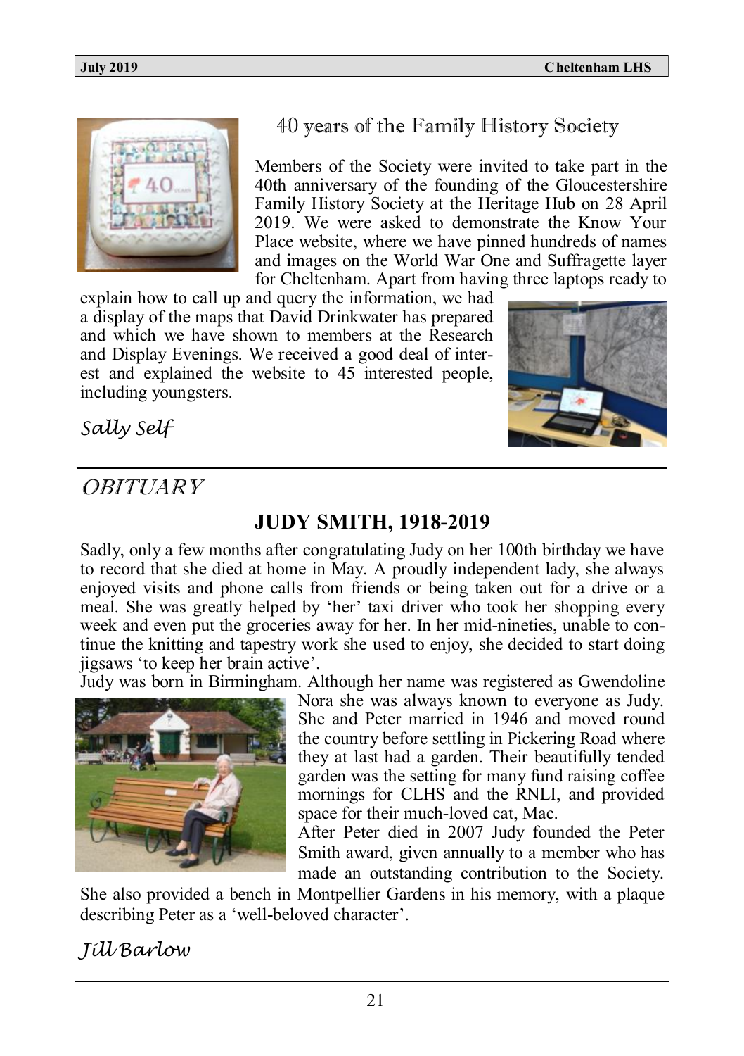## 40 years of the Family History Society

Members of the Society were invited to take part in the 40th anniversary of the founding of the Gloucestershire Family History Society at the Heritage Hub on 28 April 2019. We were asked to demonstrate the Know Your Place website, where we have pinned hundreds of names and images on the World War One and Suffragette layer for Cheltenham. Apart from having three laptops ready to explain how to call up and query the information, we had a display of the maps that David Drinkwater has prepared and which we have shown to members at the Research and Display Evenings. We received a good deal of interest and explained the website to 45 interested people, including youngsters.

*Sally Self*

---

## *OBITUARY*

### JUDY SMITH, 1918-2019

Sadly, only a few months after congratulating Judy on her 100th birthday we have to record that she died at home in May. A proudly independent lady, she always enjoyed visits and phone calls from friends or being taken out for a drive or a meal. She was greatly helped by 'her' taxi driver who took her shopping every week and even put the groceries away for her. In her mid-nineties, unable to continue the knitting and tapestry work she used to enjoy, she decided to start doing jigsaws 'to keep her brain active'.

Judy was born in Birmingham. Although her name was registered as Gwendoline Nora she was always known to everyone as Judy. She and Peter married in 1946 and moved round the country before settling in Pickering Road where they at last had a garden. Their beautifully tended garden was the setting for many fund raising coffee mornings for CLHS and the RNLI, and provided space for their much-loved cat, Mac.

After Peter died in 2007 Judy founded the Peter Smith award, given annually to a member who has made an outstanding contribution to the Society. She also provided a bench in Montpellier Gardens in his memory, with a plaque describing Peter as a 'well-beloved character'.

*Jill Barlow*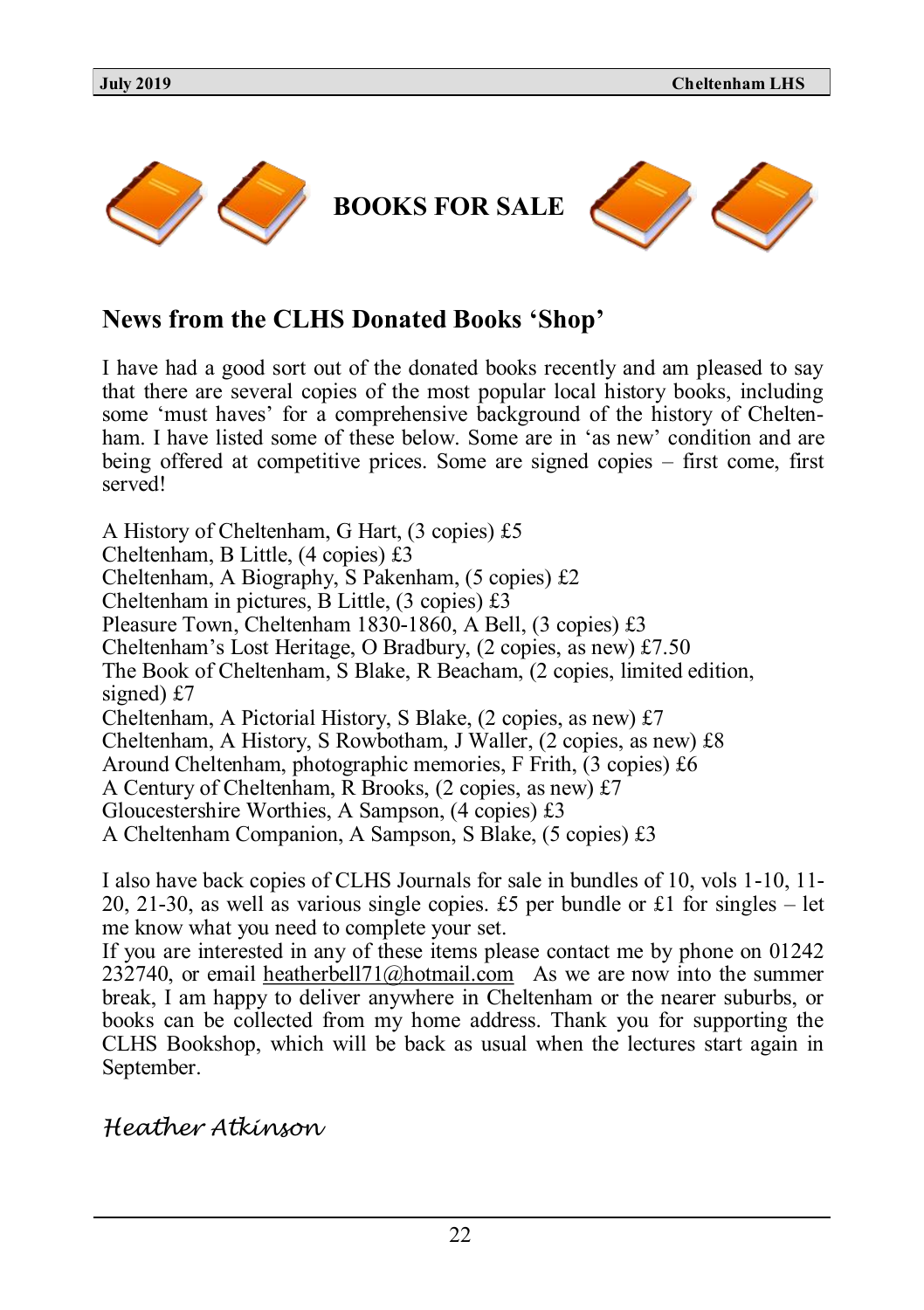# BOOKS FOR SALE

## News from the CLHS Donated Books 'Shop'

I have had a good sort out of the donated books recently and am pleased to say that there are several copies of the most popular local history books, including some 'must haves' for a comprehensive background of the history of Cheltenham. I have listed some of these below. Some are in 'as new' condition and are being offered at competitive prices. Some are signed copies – first come, first served!

A History of Cheltenham, G Hart, (3 copies) £5
Cheltenham, B Little, (4 copies) £3
Cheltenham, A Biography, S Pakenham, (5 copies) £2
Cheltenham in pictures, B Little, (3 copies) £3
Pleasure Town, Cheltenham 1830-1860, A Bell, (3 copies) £3
Cheltenham's Lost Heritage, O Bradbury, (2 copies, as new) £7.50
The Book of Cheltenham, S Blake, R Beacham, (2 copies, limited edition, signed) £7
Cheltenham, A Pictorial History, S Blake, (2 copies, as new) £7
Cheltenham, A History, S Rowbotham, J Waller, (2 copies, as new) £8
Around Cheltenham, photographic memories, F Frith, (3 copies) £6
A Century of Cheltenham, R Brooks, (2 copies, as new) £7
Gloucestershire Worthies, A Sampson, (4 copies) £3
A Cheltenham Companion, A Sampson, S Blake, (5 copies) £3

I also have back copies of CLHS Journals for sale in bundles of 10, vols 1-10, 11-20, 21-30, as well as various single copies. £5 per bundle or £1 for singles – let me know what you need to complete your set.
If you are interested in any of these items please contact me by phone on 01242 232740, or email heatherbell71@hotmail.com As we are now into the summer break, I am happy to deliver anywhere in Cheltenham or the nearer suburbs, or books can be collected from my home address. Thank you for supporting the CLHS Bookshop, which will be back as usual when the lectures start again in September.

*Heather Atkinson*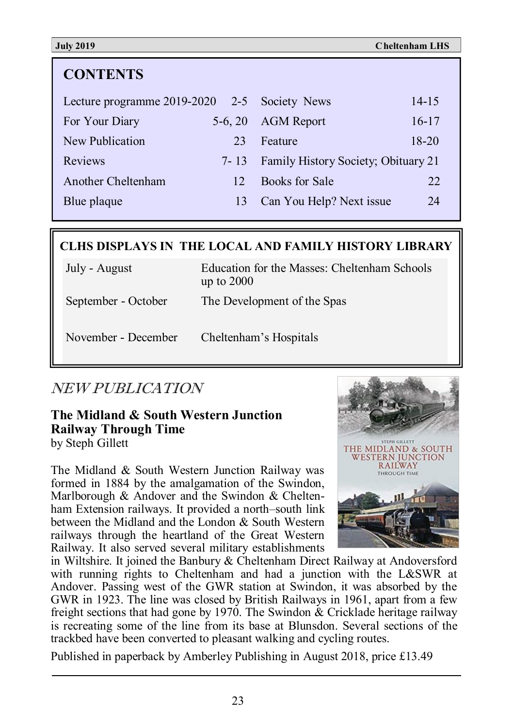## CONTENTS

| | | | |
|---|---|---|---|
| Lecture programme 2019-2020 | 2-5 | Society News | 14-15 |
| For Your Diary | 5-6, 20 | AGM Report | 16-17 |
| New Publication | 23 | Feature | 18-20 |
| Reviews | 7- 13 | Family History Society; Obituary | 21 |
| Another Cheltenham | 12 | Books for Sale | 22 |
| Blue plaque | 13 | Can You Help? Next issue | 24 |

### CLHS DISPLAYS IN THE LOCAL AND FAMILY HISTORY LIBRARY

| | |
|---|---|
| July - August | Education for the Masses: Cheltenham Schools up to 2000 |
| September - October | The Development of the Spas |
| November - December | Cheltenham's Hospitals |

## *NEW PUBLICATION*

**The Midland & South Western Junction Railway Through Time**
by Steph Gillett

The Midland & South Western Junction Railway was formed in 1884 by the amalgamation of the Swindon, Marlborough & Andover and the Swindon & Cheltenham Extension railways. It provided a north–south link between the Midland and the London & South Western railways through the heartland of the Great Western Railway. It also served several military establishments in Wiltshire. It joined the Banbury & Cheltenham Direct Railway at Andoversford with running rights to Cheltenham and had a junction with the L&SWR at Andover. Passing west of the GWR station at Swindon, it was absorbed by the GWR in 1923. The line was closed by British Railways in 1961, apart from a few freight sections that had gone by 1970. The Swindon & Cricklade heritage railway is recreating some of the line from its base at Blunsdon. Several sections of the trackbed have been converted to pleasant walking and cycling routes.

Published in paperback by Amberley Publishing in August 2018, price £13.49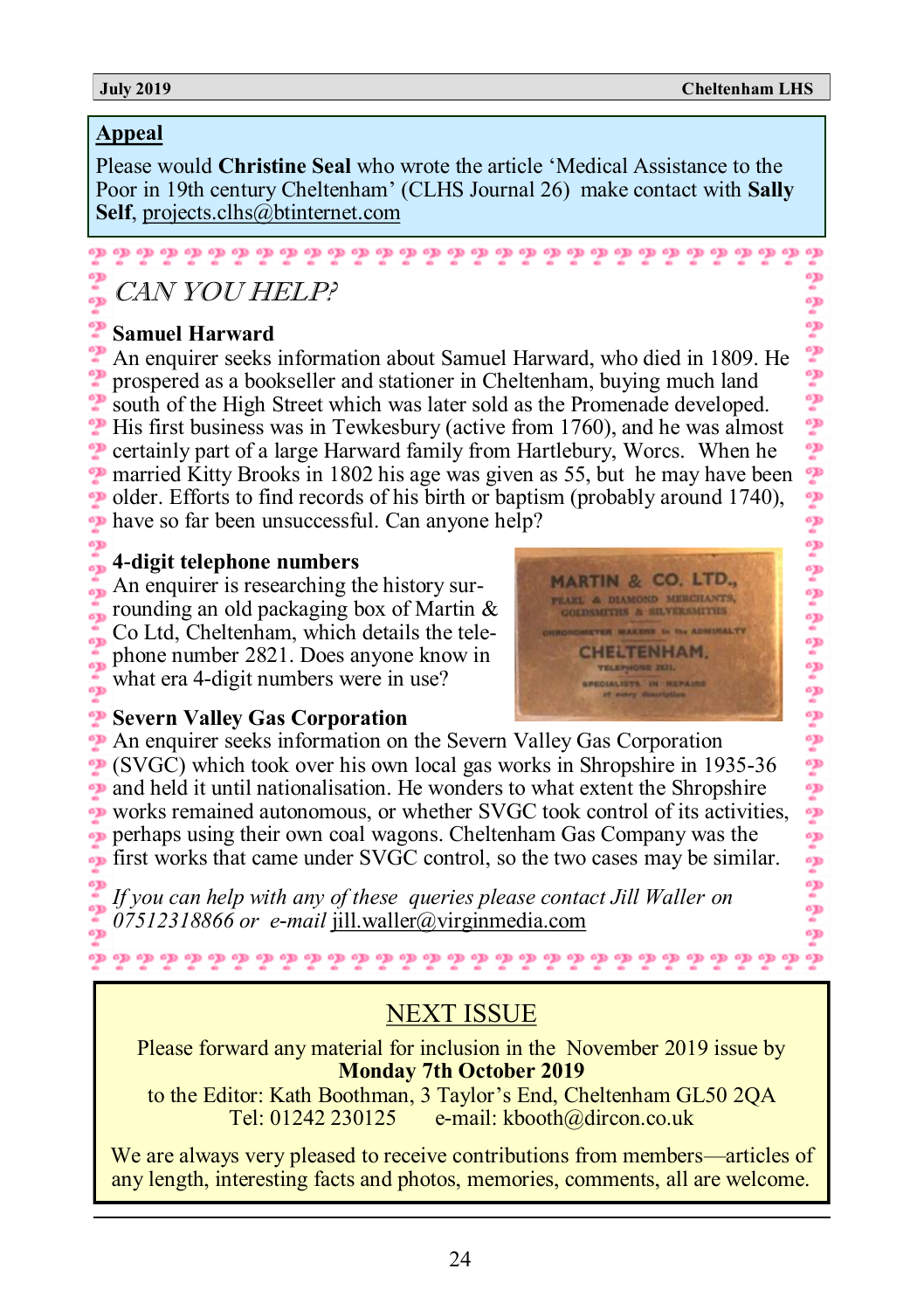## Appeal

Please would **Christine Seal** who wrote the article 'Medical Assistance to the Poor in 19th century Cheltenham' (CLHS Journal 26) make contact with **Sally Self**, projects.clhs@btinternet.com

## *CAN YOU HELP?*

### Samuel Harward

An enquirer seeks information about Samuel Harward, who died in 1809. He prospered as a bookseller and stationer in Cheltenham, buying much land south of the High Street which was later sold as the Promenade developed. His first business was in Tewkesbury (active from 1760), and he was almost certainly part of a large Harward family from Hartlebury, Worcs. When he married Kitty Brooks in 1802 his age was given as 55, but he may have been older. Efforts to find records of his birth or baptism (probably around 1740), have so far been unsuccessful. Can anyone help?

### 4-digit telephone numbers

An enquirer is researching the history surrounding an old packaging box of Martin & Co Ltd, Cheltenham, which details the telephone number 2821. Does anyone know in what era 4-digit numbers were in use?

### Severn Valley Gas Corporation

An enquirer seeks information on the Severn Valley Gas Corporation (SVGC) which took over his own local gas works in Shropshire in 1935-36 and held it until nationalisation. He wonders to what extent the Shropshire works remained autonomous, or whether SVGC took control of its activities, perhaps using their own coal wagons. Cheltenham Gas Company was the first works that came under SVGC control, so the two cases may be similar.

*If you can help with any of these queries please contact Jill Waller on 07512318866 or e-mail* jill.waller@virginmedia.com

## NEXT ISSUE

Please forward any material for inclusion in the November 2019 issue by **Monday 7th October 2019**
to the Editor: Kath Boothman, 3 Taylor's End, Cheltenham GL50 2QA
Tel: 01242 230125 e-mail: kbooth@dircon.co.uk

We are always very pleased to receive contributions from members—articles of any length, interesting facts and photos, memories, comments, all are welcome.